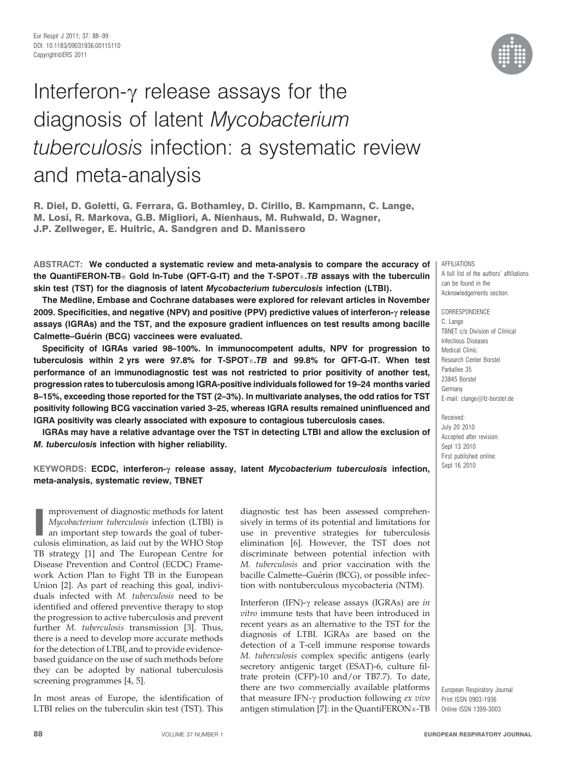# Interferon-γ release assays for the diagnosis of latent *Mycobacterium tuberculosis* infection: a systematic review and meta-analysis

**R. Diel, D. Goletti, G. Ferrara, G. Bothamley, D. Cirillo, B. Kampmann, C. Lange, M. Losi, R. Markova, G.B. Migliori, A. Nienhaus, M. Ruhwald, D. Wagner, J.P. Zellweger, E. Huitric, A. Sandgren and D. Manissero**

**ABSTRACT: We conducted a systematic review and meta-analysis to compare the accuracy of the QuantiFERON-TB® Gold In-Tube (QFT-G-IT) and the T-SPOT®.*TB* assays with the tuberculin skin test (TST) for the diagnosis of latent *Mycobacterium tuberculosis* infection (LTBI).**

**The Medline, Embase and Cochrane databases were explored for relevant articles in November 2009. Specificities, and negative (NPV) and positive (PPV) predictive values of interferon-γ release assays (IGRAs) and the TST, and the exposure gradient influences on test results among bacille Calmette–Guérin (BCG) vaccinees were evaluated.**

**Specificity of IGRAs varied 98–100%. In immunocompetent adults, NPV for progression to tuberculosis within 2 yrs were 97.8% for T-SPOT®.*TB* and 99.8% for QFT-G-IT. When test performance of an immunodiagnostic test was not restricted to prior positivity of another test, progression rates to tuberculosis among IGRA-positive individuals followed for 19–24 months varied 8–15%, exceeding those reported for the TST (2–3%). In multivariate analyses, the odd ratios for TST positivity following BCG vaccination varied 3–25, whereas IGRA results remained uninfluenced and IGRA positivity was clearly associated with exposure to contagious tuberculosis cases.**

**IGRAs may have a relative advantage over the TST in detecting LTBI and allow the exclusion of *M. tuberculosis* infection with higher reliability.**

**KEYWORDS: ECDC, interferon-γ release assay, latent *Mycobacterium tuberculosis* infection, meta-analysis, systematic review, TBNET**

AFFILIATIONS
A full list of the authors' affiliations can be found in the Acknowledgements section.

CORRESPONDENCE
C. Lange
TBNET c/o Division of Clinical Infectious Diseases
Medical Clinic
Research Center Borstel
Parkallee 35
23845 Borstel
Germany
E-mail: clange@fz-borstel.de

Received:
July 20 2010
Accepted after revision:
Sept 13 2010
First published online:
Sept 16 2010

European Respiratory Journal
Print ISSN 0903-1936
Online ISSN 1399-3003

Improvement of diagnostic methods for latent *Mycobacterium tuberculosis* infection (LTBI) is an important step towards the goal of tuberculosis elimination, as laid out by the WHO Stop TB strategy [1] and The European Centre for Disease Prevention and Control (ECDC) Framework Action Plan to Fight TB in the European Union [2]. As part of reaching this goal, individuals infected with *M. tuberculosis* need to be identified and offered preventive therapy to stop the progression to active tuberculosis and prevent further *M. tuberculosis* transmission [3]. Thus, there is a need to develop more accurate methods for the detection of LTBI, and to provide evidence-based guidance on the use of such methods before they can be adopted by national tuberculosis screening programmes [4, 5].

In most areas of Europe, the identification of LTBI relies on the tuberculin skin test (TST). This diagnostic test has been assessed comprehensively in terms of its potential and limitations for use in preventive strategies for tuberculosis elimination [6]. However, the TST does not discriminate between potential infection with *M. tuberculosis* and prior vaccination with the bacille Calmette–Guérin (BCG), or possible infection with nontuberculous mycobacteria (NTM).

Interferon (IFN)-γ release assays (IGRAs) are *in vitro* immune tests that have been introduced in recent years as an alternative to the TST for the diagnosis of LTBI. IGRAs are based on the detection of a T-cell immune response towards *M. tuberculosis* complex specific antigens (early secretory antigenic target (ESAT)-6, culture filtrate protein (CFP)-10 and/or TB7.7). To date, there are two commercially available platforms that measure IFN-γ production following *ex vivo* antigen stimulation [7]: in the QuantiFERON®-TB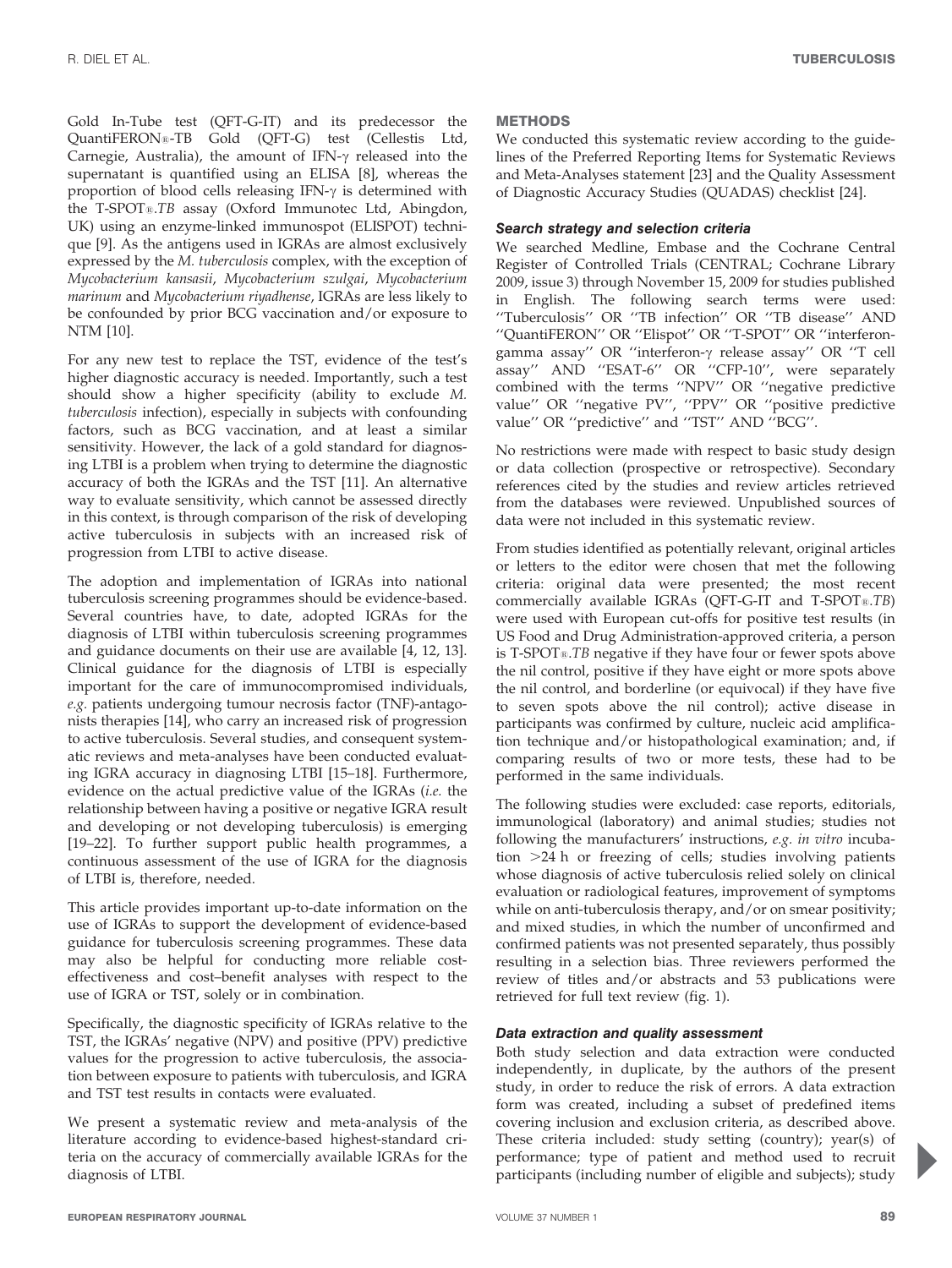Gold In-Tube test (QFT-G-IT) and its predecessor the QuantiFERON®-TB Gold (QFT-G) test (Cellestis Ltd, Carnegie, Australia), the amount of IFN-γ released into the supernatant is quantified using an ELISA [8], whereas the proportion of blood cells releasing IFN-γ is determined with the T-SPOT®.*TB* assay (Oxford Immunotec Ltd, Abingdon, UK) using an enzyme-linked immunospot (ELISPOT) technique [9]. As the antigens used in IGRAs are almost exclusively expressed by the *M. tuberculosis* complex, with the exception of *Mycobacterium kansasii*, *Mycobacterium szulgai*, *Mycobacterium marinum* and *Mycobacterium riyadhense*, IGRAs are less likely to be confounded by prior BCG vaccination and/or exposure to NTM [10].

For any new test to replace the TST, evidence of the test's higher diagnostic accuracy is needed. Importantly, such a test should show a higher specificity (ability to exclude *M. tuberculosis* infection), especially in subjects with confounding factors, such as BCG vaccination, and at least a similar sensitivity. However, the lack of a gold standard for diagnosing LTBI is a problem when trying to determine the diagnostic accuracy of both the IGRAs and the TST [11]. An alternative way to evaluate sensitivity, which cannot be assessed directly in this context, is through comparison of the risk of developing active tuberculosis in subjects with an increased risk of progression from LTBI to active disease.

The adoption and implementation of IGRAs into national tuberculosis screening programmes should be evidence-based. Several countries have, to date, adopted IGRAs for the diagnosis of LTBI within tuberculosis screening programmes and guidance documents on their use are available [4, 12, 13]. Clinical guidance for the diagnosis of LTBI is especially important for the care of immunocompromised individuals, *e.g.* patients undergoing tumour necrosis factor (TNF)-antagonists therapies [14], who carry an increased risk of progression to active tuberculosis. Several studies, and consequent systematic reviews and meta-analyses have been conducted evaluating IGRA accuracy in diagnosing LTBI [15–18]. Furthermore, evidence on the actual predictive value of the IGRAs (*i.e.* the relationship between having a positive or negative IGRA result and developing or not developing tuberculosis) is emerging [19–22]. To further support public health programmes, a continuous assessment of the use of IGRA for the diagnosis of LTBI is, therefore, needed.

This article provides important up-to-date information on the use of IGRAs to support the development of evidence-based guidance for tuberculosis screening programmes. These data may also be helpful for conducting more reliable cost-effectiveness and cost–benefit analyses with respect to the use of IGRA or TST, solely or in combination.

Specifically, the diagnostic specificity of IGRAs relative to the TST, the IGRAs' negative (NPV) and positive (PPV) predictive values for the progression to active tuberculosis, the association between exposure to patients with tuberculosis, and IGRA and TST test results in contacts were evaluated.

We present a systematic review and meta-analysis of the literature according to evidence-based highest-standard criteria on the accuracy of commercially available IGRAs for the diagnosis of LTBI.

## METHODS

We conducted this systematic review according to the guidelines of the Preferred Reporting Items for Systematic Reviews and Meta-Analyses statement [23] and the Quality Assessment of Diagnostic Accuracy Studies (QUADAS) checklist [24].

### *Search strategy and selection criteria*

We searched Medline, Embase and the Cochrane Central Register of Controlled Trials (CENTRAL; Cochrane Library 2009, issue 3) through November 15, 2009 for studies published in English. The following search terms were used: ''Tuberculosis'' OR ''TB infection'' OR ''TB disease'' AND ''QuantiFERON'' OR ''Elispot'' OR ''T-SPOT'' OR ''interferon-gamma assay'' OR ''interferon-γ release assay'' OR ''T cell assay'' AND ''ESAT-6'' OR ''CFP-10'', were separately combined with the terms ''NPV'' OR ''negative predictive value'' OR ''negative PV'', ''PPV'' OR ''positive predictive value'' OR ''predictive'' and ''TST'' AND ''BCG''.

No restrictions were made with respect to basic study design or data collection (prospective or retrospective). Secondary references cited by the studies and review articles retrieved from the databases were reviewed. Unpublished sources of data were not included in this systematic review.

From studies identified as potentially relevant, original articles or letters to the editor were chosen that met the following criteria: original data were presented; the most recent commercially available IGRAs (QFT-G-IT and T-SPOT®.*TB*) were used with European cut-offs for positive test results (in US Food and Drug Administration-approved criteria, a person is T-SPOT®.*TB* negative if they have four or fewer spots above the nil control, positive if they have eight or more spots above the nil control, and borderline (or equivocal) if they have five to seven spots above the nil control); active disease in participants was confirmed by culture, nucleic acid amplification technique and/or histopathological examination; and, if comparing results of two or more tests, these had to be performed in the same individuals.

The following studies were excluded: case reports, editorials, immunological (laboratory) and animal studies; studies not following the manufacturers' instructions, *e.g. in vitro* incubation >24 h or freezing of cells; studies involving patients whose diagnosis of active tuberculosis relied solely on clinical evaluation or radiological features, improvement of symptoms while on anti-tuberculosis therapy, and/or on smear positivity; and mixed studies, in which the number of unconfirmed and confirmed patients was not presented separately, thus possibly resulting in a selection bias. Three reviewers performed the review of titles and/or abstracts and 53 publications were retrieved for full text review (fig. 1).

### *Data extraction and quality assessment*

Both study selection and data extraction were conducted independently, in duplicate, by the authors of the present study, in order to reduce the risk of errors. A data extraction form was created, including a subset of predefined items covering inclusion and exclusion criteria, as described above. These criteria included: study setting (country); year(s) of performance; type of patient and method used to recruit participants (including number of eligible and subjects); study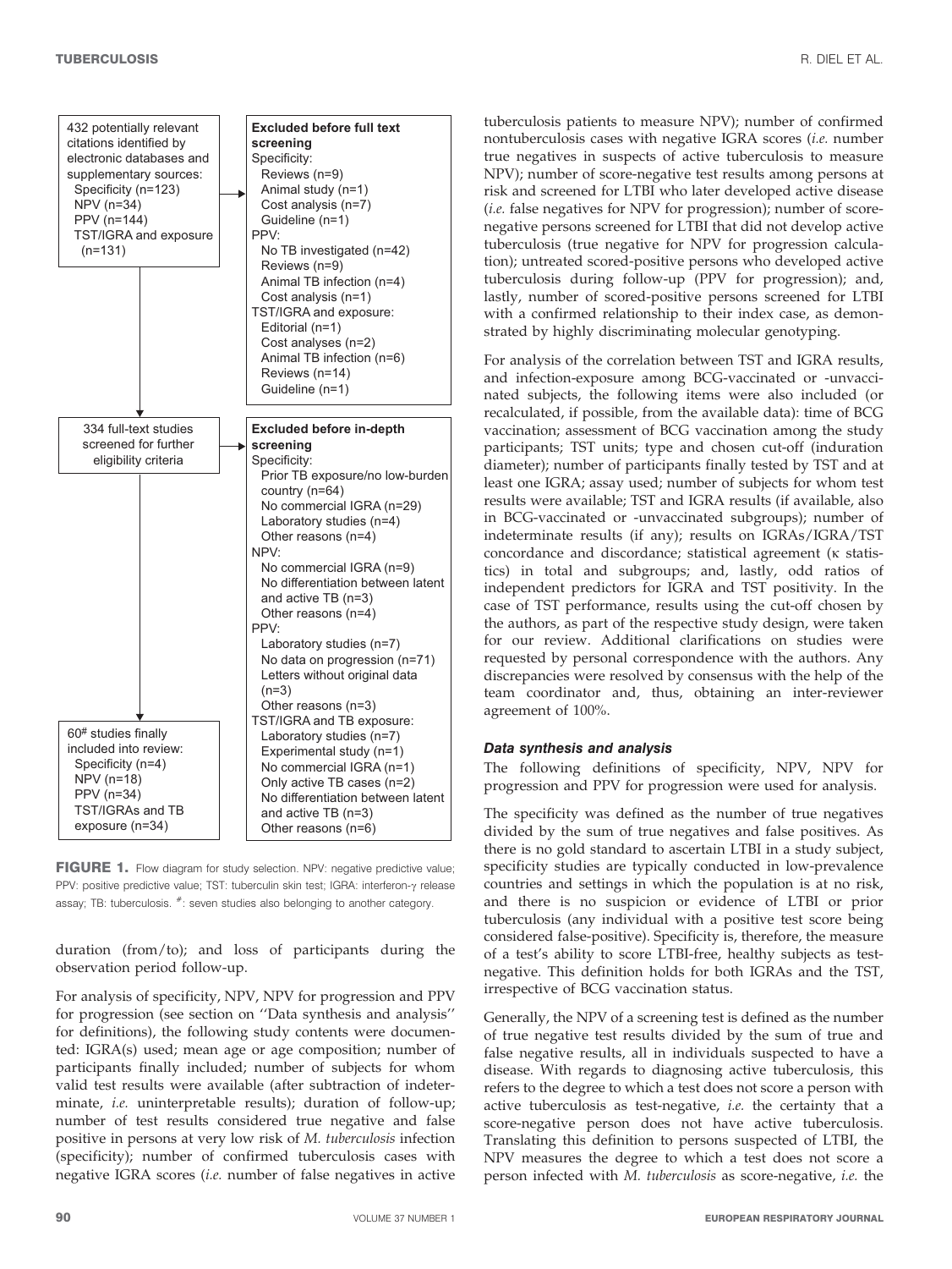432 potentially relevant citations identified by electronic databases and supplementary sources:
- Specificity (n=123)
- NPV (n=34)
- PPV (n=144)
- TST/IGRA and exposure (n=131)

**Excluded before full text screening**

Specificity:
- Reviews (n=9)
- Animal study (n=1)
- Cost analysis (n=7)
- Guideline (n=1)

PPV:
- No TB investigated (n=42)
- Reviews (n=9)
- Animal TB infection (n=4)
- Cost analysis (n=1)

TST/IGRA and exposure:
- Editorial (n=1)
- Cost analyses (n=2)
- Animal TB infection (n=6)
- Reviews (n=14)
- Guideline (n=1)

334 full-text studies screened for further eligibility criteria

**Excluded before in-depth screening**

Specificity:
- Prior TB exposure/no low-burden country (n=64)
- No commercial IGRA (n=29)
- Laboratory studies (n=4)
- Other reasons (n=4)

NPV:
- No commercial IGRA (n=9)
- No differentiation between latent and active TB (n=3)
- Other reasons (n=4)

PPV:
- Laboratory studies (n=7)
- No data on progression (n=71)
- Letters without original data (n=3)
- Other reasons (n=3)

TST/IGRA and TB exposure:
- Laboratory studies (n=7)
- Experimental study (n=1)
- No commercial IGRA (n=1)
- Only active TB cases (n=2)
- No differentiation between latent and active TB (n=3)
- Other reasons (n=6)

60[#] studies finally included into review:
- Specificity (n=4)
- NPV (n=18)
- PPV (n=34)
- TST/IGRAs and TB exposure (n=34)

**FIGURE 1.** Flow diagram for study selection. NPV: negative predictive value; PPV: positive predictive value; TST: tuberculin skin test; IGRA: interferon-γ release assay; TB: tuberculosis. #: seven studies also belonging to another category.

duration (from/to); and loss of participants during the observation period follow-up.

For analysis of specificity, NPV, NPV for progression and PPV for progression (see section on ''Data synthesis and analysis'' for definitions), the following study contents were documented: IGRA(s) used; mean age or age composition; number of participants finally included; number of subjects for whom valid test results were available (after subtraction of indeterminate, *i.e.* uninterpretable results); duration of follow-up; number of test results considered true negative and false positive in persons at very low risk of *M. tuberculosis* infection (specificity); number of confirmed tuberculosis cases with negative IGRA scores (*i.e.* number of false negatives in active tuberculosis patients to measure NPV); number of confirmed nontuberculosis cases with negative IGRA scores (*i.e.* number true negatives in suspects of active tuberculosis to measure NPV); number of score-negative test results among persons at risk and screened for LTBI who later developed active disease (*i.e.* false negatives for NPV for progression); number of score-negative persons screened for LTBI that did not develop active tuberculosis (true negative for NPV for progression calculation); untreated scored-positive persons who developed active tuberculosis during follow-up (PPV for progression); and, lastly, number of scored-positive persons screened for LTBI with a confirmed relationship to their index case, as demonstrated by highly discriminating molecular genotyping.

For analysis of the correlation between TST and IGRA results, and infection-exposure among BCG-vaccinated or -unvaccinated subjects, the following items were also included (or recalculated, if possible, from the available data): time of BCG vaccination; assessment of BCG vaccination among the study participants; TST units; type and chosen cut-off (induration diameter); number of participants finally tested by TST and at least one IGRA; assay used; number of subjects for whom test results were available; TST and IGRA results (if available, also in BCG-vaccinated or -unvaccinated subgroups); number of indeterminate results (if any); results on IGRAs/IGRA/TST concordance and discordance; statistical agreement (κ statistics) in total and subgroups; and, lastly, odd ratios of independent predictors for IGRA and TST positivity. In the case of TST performance, results using the cut-off chosen by the authors, as part of the respective study design, were taken for our review. Additional clarifications on studies were requested by personal correspondence with the authors. Any discrepancies were resolved by consensus with the help of the team coordinator and, thus, obtaining an inter-reviewer agreement of 100%.

### Data synthesis and analysis

The following definitions of specificity, NPV, NPV for progression and PPV for progression were used for analysis.

The specificity was defined as the number of true negatives divided by the sum of true negatives and false positives. As there is no gold standard to ascertain LTBI in a study subject, specificity studies are typically conducted in low-prevalence countries and settings in which the population is at no risk, and there is no suspicion or evidence of LTBI or prior tuberculosis (any individual with a positive test score being considered false-positive). Specificity is, therefore, the measure of a test's ability to score LTBI-free, healthy subjects as test-negative. This definition holds for both IGRAs and the TST, irrespective of BCG vaccination status.

Generally, the NPV of a screening test is defined as the number of true negative test results divided by the sum of true and false negative results, all in individuals suspected to have a disease. With regards to diagnosing active tuberculosis, this refers to the degree to which a test does not score a person with active tuberculosis as test-negative, *i.e.* the certainty that a score-negative person does not have active tuberculosis. Translating this definition to persons suspected of LTBI, the NPV measures the degree to which a test does not score a person infected with *M. tuberculosis* as score-negative, *i.e.* the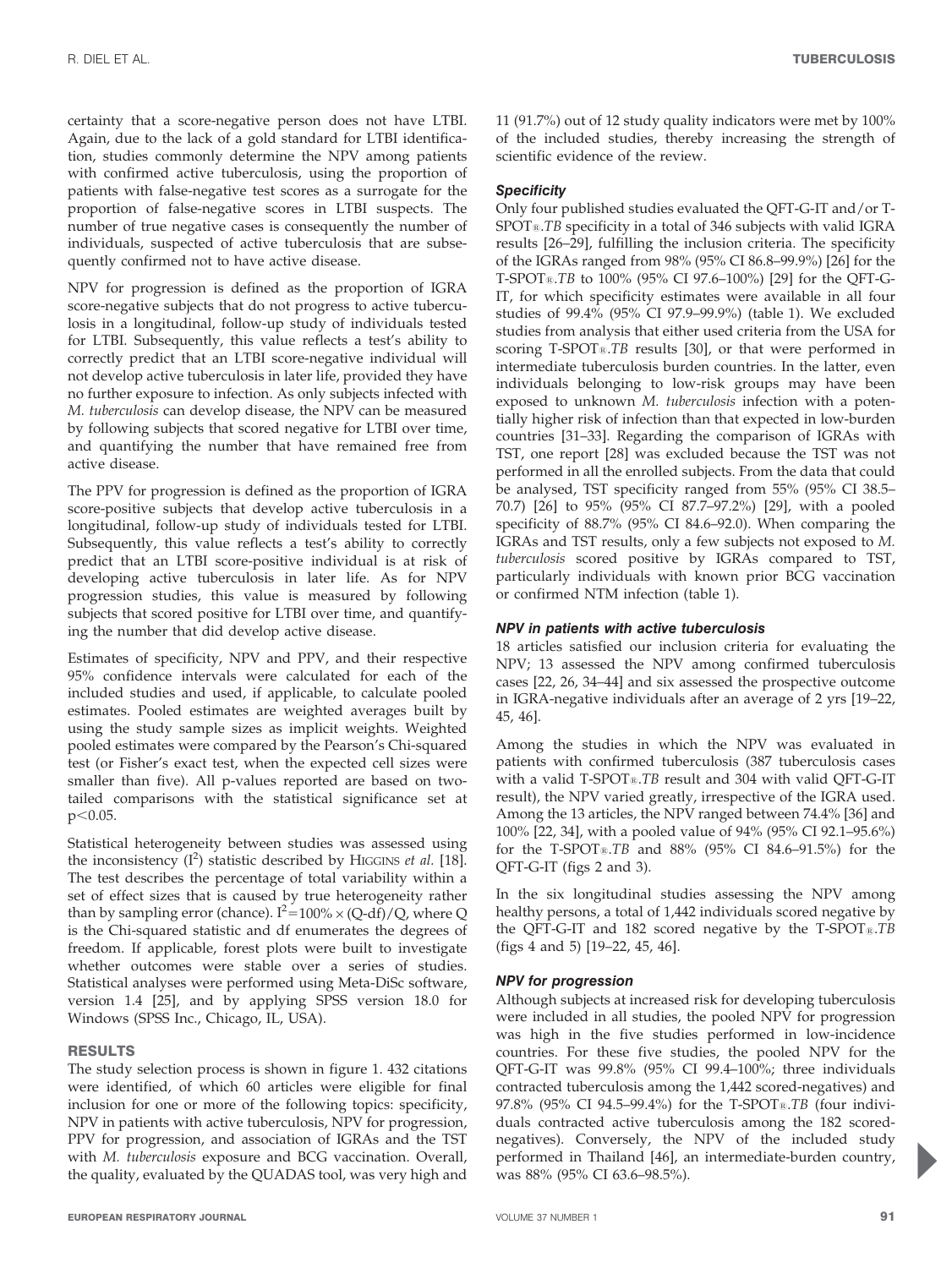certainty that a score-negative person does not have LTBI. Again, due to the lack of a gold standard for LTBI identification, studies commonly determine the NPV among patients with confirmed active tuberculosis, using the proportion of patients with false-negative test scores as a surrogate for the proportion of false-negative scores in LTBI suspects. The number of true negative cases is consequently the number of individuals, suspected of active tuberculosis that are subsequently confirmed not to have active disease.

NPV for progression is defined as the proportion of IGRA score-negative subjects that do not progress to active tuberculosis in a longitudinal, follow-up study of individuals tested for LTBI. Subsequently, this value reflects a test's ability to correctly predict that an LTBI score-negative individual will not develop active tuberculosis in later life, provided they have no further exposure to infection. As only subjects infected with *M. tuberculosis* can develop disease, the NPV can be measured by following subjects that scored negative for LTBI over time, and quantifying the number that have remained free from active disease.

The PPV for progression is defined as the proportion of IGRA score-positive subjects that develop active tuberculosis in a longitudinal, follow-up study of individuals tested for LTBI. Subsequently, this value reflects a test's ability to correctly predict that an LTBI score-positive individual is at risk of developing active tuberculosis in later life. As for NPV progression studies, this value is measured by following subjects that scored positive for LTBI over time, and quantifying the number that did develop active disease.

Estimates of specificity, NPV and PPV, and their respective 95% confidence intervals were calculated for each of the included studies and used, if applicable, to calculate pooled estimates. Pooled estimates are weighted averages built by using the study sample sizes as implicit weights. Weighted pooled estimates were compared by the Pearson's Chi-squared test (or Fisher's exact test, when the expected cell sizes were smaller than five). All p-values reported are based on two-tailed comparisons with the statistical significance set at $p<0.05$.

Statistical heterogeneity between studies was assessed using the inconsistency ($I^2$) statistic described by HIGGINS *et al.* [18]. The test describes the percentage of total variability within a set of effect sizes that is caused by true heterogeneity rather than by sampling error (chance). $I^2=100\%\times(Q\text{-df})/Q$, where Q is the Chi-squared statistic and df enumerates the degrees of freedom. If applicable, forest plots were built to investigate whether outcomes were stable over a series of studies. Statistical analyses were performed using Meta-DiSc software, version 1.4 [25], and by applying SPSS version 18.0 for Windows (SPSS Inc., Chicago, IL, USA).

## RESULTS

The study selection process is shown in figure 1. 432 citations were identified, of which 60 articles were eligible for final inclusion for one or more of the following topics: specificity, NPV in patients with active tuberculosis, NPV for progression, PPV for progression, and association of IGRAs and the TST with *M. tuberculosis* exposure and BCG vaccination. Overall, the quality, evaluated by the QUADAS tool, was very high and 11 (91.7%) out of 12 study quality indicators were met by 100% of the included studies, thereby increasing the strength of scientific evidence of the review.

### *Specificity*

Only four published studies evaluated the QFT-G-IT and/or T-SPOT®.*TB* specificity in a total of 346 subjects with valid IGRA results [26–29], fulfilling the inclusion criteria. The specificity of the IGRAs ranged from 98% (95% CI 86.8–99.9%) [26] for the T-SPOT®.*TB* to 100% (95% CI 97.6–100%) [29] for the QFT-G-IT, for which specificity estimates were available in all four studies of 99.4% (95% CI 97.9–99.9%) (table 1). We excluded studies from analysis that either used criteria from the USA for scoring T-SPOT®.*TB* results [30], or that were performed in intermediate tuberculosis burden countries. In the latter, even individuals belonging to low-risk groups may have been exposed to unknown *M. tuberculosis* infection with a potentially higher risk of infection than that expected in low-burden countries [31–33]. Regarding the comparison of IGRAs with TST, one report [28] was excluded because the TST was not performed in all the enrolled subjects. From the data that could be analysed, TST specificity ranged from 55% (95% CI 38.5–70.7) [26] to 95% (95% CI 87.7–97.2%) [29], with a pooled specificity of 88.7% (95% CI 84.6–92.0). When comparing the IGRAs and TST results, only a few subjects not exposed to *M. tuberculosis* scored positive by IGRAs compared to TST, particularly individuals with known prior BCG vaccination or confirmed NTM infection (table 1).

### *NPV in patients with active tuberculosis*

18 articles satisfied our inclusion criteria for evaluating the NPV; 13 assessed the NPV among confirmed tuberculosis cases [22, 26, 34–44] and six assessed the prospective outcome in IGRA-negative individuals after an average of 2 yrs [19–22, 45, 46].

Among the studies in which the NPV was evaluated in patients with confirmed tuberculosis (387 tuberculosis cases with a valid T-SPOT®.*TB* result and 304 with valid QFT-G-IT result), the NPV varied greatly, irrespective of the IGRA used. Among the 13 articles, the NPV ranged between 74.4% [36] and 100% [22, 34], with a pooled value of 94% (95% CI 92.1–95.6%) for the T-SPOT®.*TB* and 88% (95% CI 84.6–91.5%) for the QFT-G-IT (figs 2 and 3).

In the six longitudinal studies assessing the NPV among healthy persons, a total of 1,442 individuals scored negative by the QFT-G-IT and 182 scored negative by the T-SPOT®.*TB* (figs 4 and 5) [19–22, 45, 46].

### *NPV for progression*

Although subjects at increased risk for developing tuberculosis were included in all studies, the pooled NPV for progression was high in the five studies performed in low-incidence countries. For these five studies, the pooled NPV for the QFT-G-IT was 99.8% (95% CI 99.4–100%; three individuals contracted tuberculosis among the 1,442 scored-negatives) and 97.8% (95% CI 94.5–99.4%) for the T-SPOT®.*TB* (four individuals contracted active tuberculosis among the 182 scored-negatives). Conversely, the NPV of the included study performed in Thailand [46], an intermediate-burden country, was 88% (95% CI 63.6–98.5%).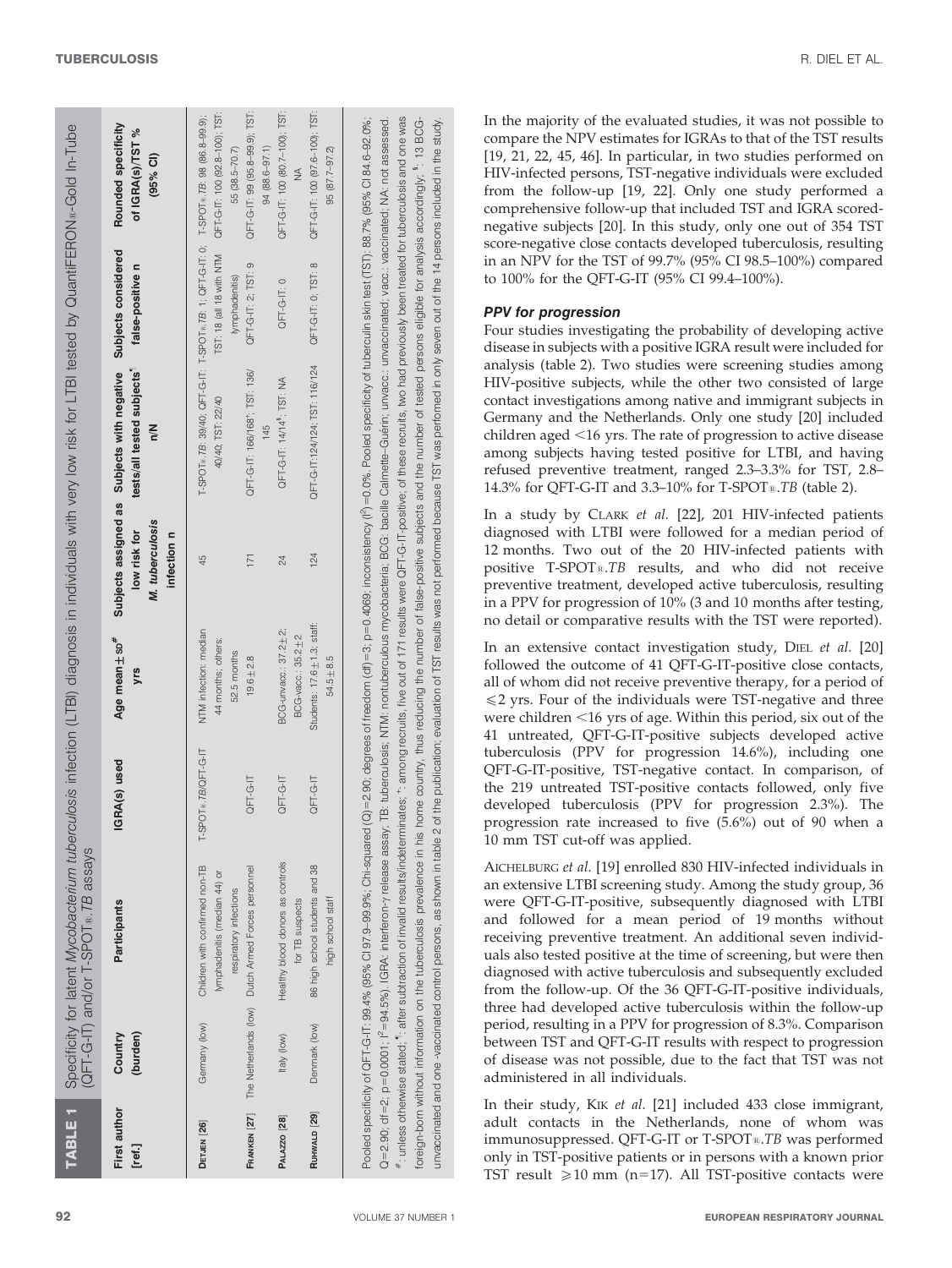**TABLE 1** Specificity for latent *Mycobacterium tuberculosis* infection (LTBI) diagnosis in individuals with very low risk for LTBI tested by QuantiFERON®-Gold In-Tube (QFT-G-IT) and/or T-SPOT®.*TB* assays

| First author [ref.] | Country (burden) | Participants | IGRA(s) used | Age mean±sD[#] yrs | Subjects assigned as low risk for *M. tuberculosis* infection n | Subjects with negative tests/all tested subjects[+] n/N | Subjects considered false-positive n | Rounded specificity of IGRA(s)/TST % (95% CI) |
|---|---|---|---|---|---|---|---|---|
| Detjen [26] | Germany (low) | Children with confirmed non-TB lymphadenitis (median 44) or respiratory infections | T-SPOT®.*TB*/QFT-G-IT | NTM infection: median 44 months; others: 52.5 months | 45 | T-SPOT®.*TB*: 39/40; QFT-G-IT: 40/40; TST: 22/40 | T-SPOT®.*TB*: 1; QFT-G-IT: 0; TST: 18 (all 18 with NTM lymphadenitis) | T-SPOT®.*TB*: 98 (86.8–99.9); QFT-G-IT: 100 (92.8–100); TST: 55 (38.5–70.7) |
| Franken [27] | The Netherlands (low) | Dutch Armed Forces personnel | QFT-G-IT | 19.6±2.8 | 171 | QFT-G-IT: 166/168[+]; TST: 136/145 | QFT-G-IT: 2; TST: 9 | QFT-G-IT: 99 (95.8–99.9); TST: 94 (88.6–97.1) |
| Palazzo [28] | Italy (low) | Healthy blood donors as controls for TB suspects | QFT-G-IT | BCG-unvacc.: 37.2±2; BCG-vacc.: 35.2±2 | 24 | QFT-G-IT: 14/14[§]; TST: NA | QFT-G-IT: 0 | QFT-G-IT: 100 (80.7–100); TST: NA |
| Ruhwald [29] | Denmark (low) | 86 high school students and 38 high school staff | QFT-G-IT | Students: 17.6±1.3; staff: 54.5±8.5 | 124 | QFT-G-IT:124/124; TST: 116/124 | QFT-G-IT: 0; TST: 8 | QFT-G-IT: 100 (97.6–100); TST: 95 (87.7–97.2) |

Pooled specificity of QFT-G-IT: 99.4% (95% CI 97.9–99.9%; Chi-squared (Q)=2.90; degrees of freedom (df)=3; p=0.4069; inconsistency ($I^2$)=0.0%. Pooled specificity of tuberculin skin test (TST): 88.7% (95% CI 84.6–92.0%; Q=2.90; df=2; p=0.0001; $I^2$=94.5%). IGRA: interferon-γ release assay; TB: tuberculosis; NTM: nontuberculous mycobacteria; BCG: bacille Calmette–Guérin; unvacc.: unvaccinated; vacc.: vaccinated; NA: not assessed. [#]: unless otherwise stated; [¶]: after subtraction of invalid results/indeterminates; [+]: among recruits, five out of 171 results were QFT-G-IT-positive; of these recruits, two had previously been treated for tuberculosis and one was foreign-born without information on the tuberculosis prevalence in his home country, thus reducing the number of false-positive subjects and the number of tested persons eligible for analysis accordingly; [§]: 13 BCG-unvaccinated and one -vaccinated control persons, as shown in table 2 of the publication; evaluation of TST results was not performed because TST was performed in only seven out of the 14 persons included in the study.

In the majority of the evaluated studies, it was not possible to compare the NPV estimates for IGRAs to that of the TST results [19, 21, 22, 45, 46]. In particular, in two studies performed on HIV-infected persons, TST-negative individuals were excluded from the follow-up [19, 22]. Only one study performed a comprehensive follow-up that included TST and IGRA scored-negative subjects [20]. In this study, only one out of 354 TST score-negative close contacts developed tuberculosis, resulting in an NPV for the TST of 99.7% (95% CI 98.5–100%) compared to 100% for the QFT-G-IT (95% CI 99.4–100%).

### PPV for progression

Four studies investigating the probability of developing active disease in subjects with a positive IGRA result were included for analysis (table 2). Two studies were screening studies among HIV-positive subjects, while the other two consisted of large contact investigations among native and immigrant subjects in Germany and the Netherlands. Only one study [20] included children aged <16 yrs. The rate of progression to active disease among subjects having tested positive for LTBI, and having refused preventive treatment, ranged 2.3–3.3% for TST, 2.8–14.3% for QFT-G-IT and 3.3–10% for T-SPOT®.*TB* (table 2).

In a study by Clark *et al.* [22], 201 HIV-infected patients diagnosed with LTBI were followed for a median period of 12 months. Two out of the 20 HIV-infected patients with positive T-SPOT®.*TB* results, and who did not receive preventive treatment, developed active tuberculosis, resulting in a PPV for progression of 10% (3 and 10 months after testing, no detail or comparative results with the TST were reported).

In an extensive contact investigation study, Diel *et al.* [20] followed the outcome of 41 QFT-G-IT-positive close contacts, all of whom did not receive preventive therapy, for a period of ≤2 yrs. Four of the individuals were TST-negative and three were children <16 yrs of age. Within this period, six out of the 41 untreated, QFT-G-IT-positive subjects developed active tuberculosis (PPV for progression 14.6%), including one QFT-G-IT-positive, TST-negative contact. In comparison, of the 219 untreated TST-positive contacts followed, only five developed tuberculosis (PPV for progression 2.3%). The progression rate increased to five (5.6%) out of 90 when a 10 mm TST cut-off was applied.

Aichelburg *et al.* [19] enrolled 830 HIV-infected individuals in an extensive LTBI screening study. Among the study group, 36 were QFT-G-IT-positive, subsequently diagnosed with LTBI and followed for a mean period of 19 months without receiving preventive treatment. An additional seven individuals also tested positive at the time of screening, but were then diagnosed with active tuberculosis and subsequently excluded from the follow-up. Of the 36 QFT-G-IT-positive individuals, three had developed active tuberculosis within the follow-up period, resulting in a PPV for progression of 8.3%. Comparison between TST and QFT-G-IT results with respect to progression of disease was not possible, due to the fact that TST was not administered in all individuals.

In their study, Kik *et al.* [21] included 433 close immigrant, adult contacts in the Netherlands, none of whom was immunosuppressed. QFT-G-IT or T-SPOT®.*TB* was performed only in TST-positive patients or in persons with a known prior TST result ≥10 mm (n=17). All TST-positive contacts were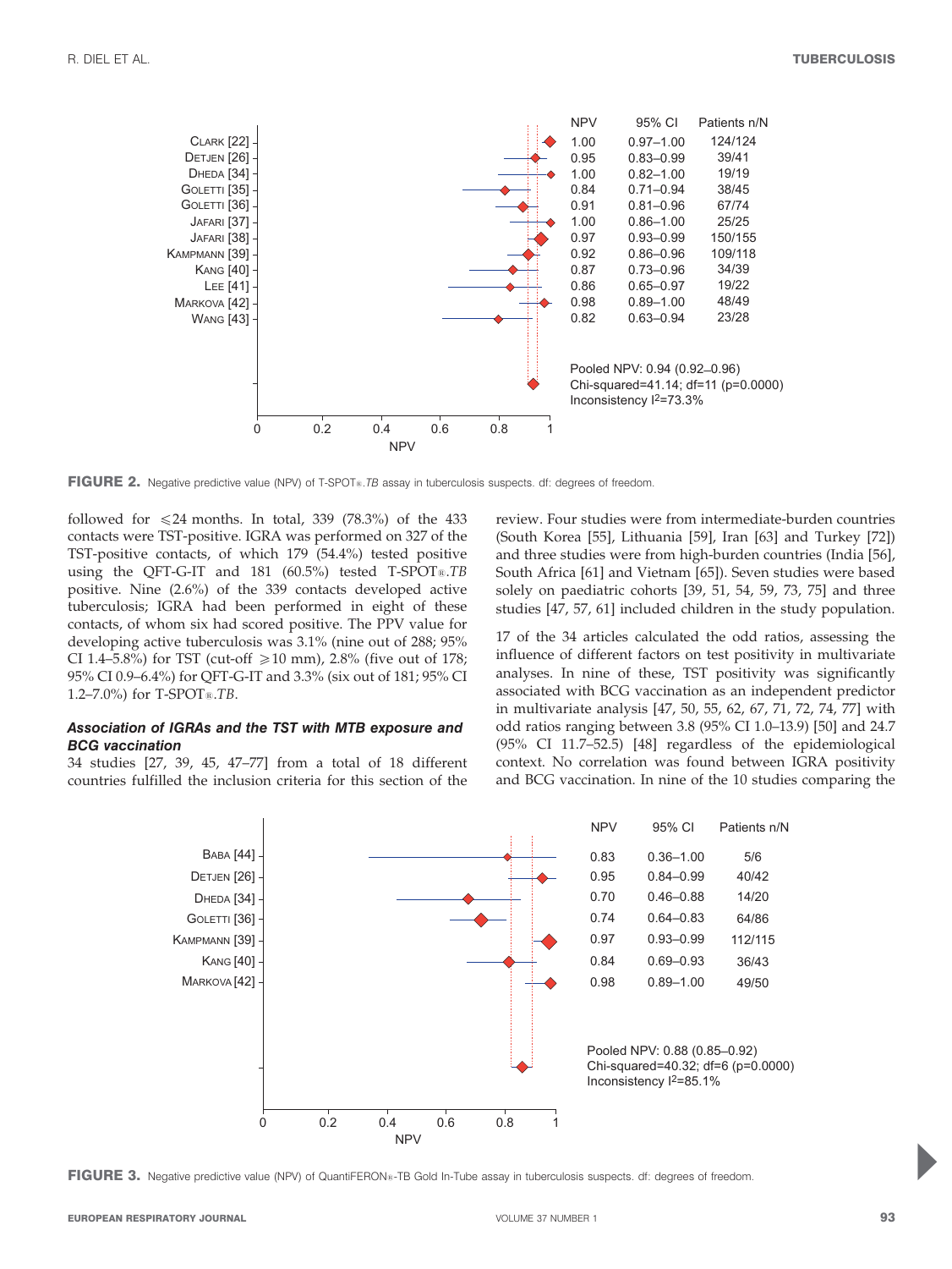| | NPV | 95% CI | Patients n/N |
|---|---|---|---|
| CLARK [22] | 1.00 | 0.97–1.00 | 124/124 |
| DETJEN [26] | 0.95 | 0.83–0.99 | 39/41 |
| DHEDA [34] | 1.00 | 0.82–1.00 | 19/19 |
| GOLETTI [35] | 0.84 | 0.71–0.94 | 38/45 |
| GOLETTI [36] | 0.91 | 0.81–0.96 | 67/74 |
| JAFARI [37] | 1.00 | 0.86–1.00 | 25/25 |
| JAFARI [38] | 0.97 | 0.93–0.99 | 150/155 |
| KAMPMANN [39] | 0.92 | 0.86–0.96 | 109/118 |
| KANG [40] | 0.87 | 0.73–0.96 | 34/39 |
| LEE [41] | 0.86 | 0.65–0.97 | 19/22 |
| MARKOVA [42] | 0.98 | 0.89–1.00 | 48/49 |
| WANG [43] | 0.82 | 0.63–0.94 | 23/28 |

Pooled NPV: 0.94 (0.92–0.96)
Chi-squared=41.14; df=11 (p=0.0000)
Inconsistency I2=73.3%

**FIGURE 2.** Negative predictive value (NPV) of T-SPOT®.*TB* assay in tuberculosis suspects. df: degrees of freedom.

followed for ⩽24 months. In total, 339 (78.3%) of the 433 contacts were TST-positive. IGRA was performed on 327 of the TST-positive contacts, of which 179 (54.4%) tested positive using the QFT-G-IT and 181 (60.5%) tested T-SPOT®.*TB* positive. Nine (2.6%) of the 339 contacts developed active tuberculosis; IGRA had been performed in eight of these contacts, of whom six had scored positive. The PPV value for developing active tuberculosis was 3.1% (nine out of 288; 95% CI 1.4–5.8%) for TST (cut-off ⩾10 mm), 2.8% (five out of 178; 95% CI 0.9–6.4%) for QFT-G-IT and 3.3% (six out of 181; 95% CI 1.2–7.0%) for T-SPOT®.*TB*.

### *Association of IGRAs and the TST with MTB exposure and BCG vaccination*

34 studies [27, 39, 45, 47–77] from a total of 18 different countries fulfilled the inclusion criteria for this section of the review. Four studies were from intermediate-burden countries (South Korea [55], Lithuania [59], Iran [63] and Turkey [72]) and three studies were from high-burden countries (India [56], South Africa [61] and Vietnam [65]). Seven studies were based solely on paediatric cohorts [39, 51, 54, 59, 73, 75] and three studies [47, 57, 61] included children in the study population.

17 of the 34 articles calculated the odd ratios, assessing the influence of different factors on test positivity in multivariate analyses. In nine of these, TST positivity was significantly associated with BCG vaccination as an independent predictor in multivariate analysis [47, 50, 55, 62, 67, 71, 72, 74, 77] with odd ratios ranging between 3.8 (95% CI 1.0–13.9) [50] and 24.7 (95% CI 11.7–52.5) [48] regardless of the epidemiological context. No correlation was found between IGRA positivity and BCG vaccination. In nine of the 10 studies comparing the

| | NPV | 95% CI | Patients n/N |
|---|---|---|---|
| BABA [44] | 0.83 | 0.36–1.00 | 5/6 |
| DETJEN [26] | 0.95 | 0.84–0.99 | 40/42 |
| DHEDA [34] | 0.70 | 0.46–0.88 | 14/20 |
| GOLETTI [36] | 0.74 | 0.64–0.83 | 64/86 |
| KAMPMANN [39] | 0.97 | 0.93–0.99 | 112/115 |
| KANG [40] | 0.84 | 0.69–0.93 | 36/43 |
| MARKOVA [42] | 0.98 | 0.89–1.00 | 49/50 |

Pooled NPV: 0.88 (0.85–0.92)
Chi-squared=40.32; df=6 (p=0.0000)
Inconsistency I2=85.1%

**FIGURE 3.** Negative predictive value (NPV) of QuantiFERON®-TB Gold In-Tube assay in tuberculosis suspects. df: degrees of freedom.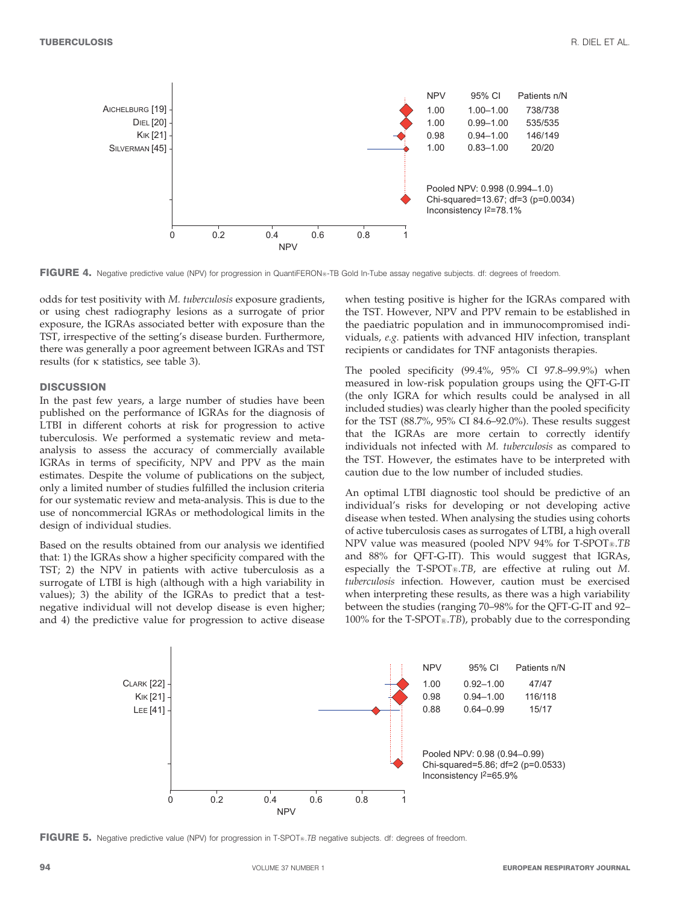| | NPV | 95% CI | Patients n/N |
|---|---|---|---|
| Aichelburg [19] | 1.00 | 1.00–1.00 | 738/738 |
| Diel [20] | 1.00 | 0.99–1.00 | 535/535 |
| Kik [21] | 0.98 | 0.94–1.00 | 146/149 |
| Silverman [45] | 1.00 | 0.83–1.00 | 20/20 |

Pooled NPV: 0.998 (0.994–1.0)
Chi-squared=13.67; df=3 (p=0.0034)
Inconsistency $I^2$=78.1%

**FIGURE 4.** Negative predictive value (NPV) for progression in QuantiFERON®-TB Gold In-Tube assay negative subjects. df: degrees of freedom.

odds for test positivity with *M. tuberculosis* exposure gradients, or using chest radiography lesions as a surrogate of prior exposure, the IGRAs associated better with exposure than the TST, irrespective of the setting's disease burden. Furthermore, there was generally a poor agreement between IGRAs and TST results (for κ statistics, see table 3).

## DISCUSSION

In the past few years, a large number of studies have been published on the performance of IGRAs for the diagnosis of LTBI in different cohorts at risk for progression to active tuberculosis. We performed a systematic review and meta-analysis to assess the accuracy of commercially available IGRAs in terms of specificity, NPV and PPV as the main estimates. Despite the volume of publications on the subject, only a limited number of studies fulfilled the inclusion criteria for our systematic review and meta-analysis. This is due to the use of noncommercial IGRAs or methodological limits in the design of individual studies.

Based on the results obtained from our analysis we identified that: 1) the IGRAs show a higher specificity compared with the TST; 2) the NPV in patients with active tuberculosis as a surrogate of LTBI is high (although with a high variability in values); 3) the ability of the IGRAs to predict that a test-negative individual will not develop disease is even higher; and 4) the predictive value for progression to active disease when testing positive is higher for the IGRAs compared with the TST. However, NPV and PPV remain to be established in the paediatric population and in immunocompromised individuals, *e.g.* patients with advanced HIV infection, transplant recipients or candidates for TNF antagonists therapies.

The pooled specificity (99.4%, 95% CI 97.8–99.9%) when measured in low-risk population groups using the QFT-G-IT (the only IGRA for which results could be analysed in all included studies) was clearly higher than the pooled specificity for the TST (88.7%, 95% CI 84.6–92.0%). These results suggest that the IGRAs are more certain to correctly identify individuals not infected with *M. tuberculosis* as compared to the TST. However, the estimates have to be interpreted with caution due to the low number of included studies.

An optimal LTBI diagnostic tool should be predictive of an individual's risks for developing or not developing active disease when tested. When analysing the studies using cohorts of active tuberculosis cases as surrogates of LTBI, a high overall NPV value was measured (pooled NPV 94% for T-SPOT®.*TB* and 88% for QFT-G-IT). This would suggest that IGRAs, especially the T-SPOT®.*TB*, are effective at ruling out *M. tuberculosis* infection. However, caution must be exercised when interpreting these results, as there was a high variability between the studies (ranging 70–98% for the QFT-G-IT and 92–100% for the T-SPOT®.*TB*), probably due to the corresponding

| | NPV | 95% CI | Patients n/N |
|---|---|---|---|
| Clark [22] | 1.00 | 0.92–1.00 | 47/47 |
| Kik [21] | 0.98 | 0.94–1.00 | 116/118 |
| Lee [41] | 0.88 | 0.64–0.99 | 15/17 |

Pooled NPV: 0.98 (0.94–0.99)
Chi-squared=5.86; df=2 (p=0.0533)
Inconsistency $I^2$=65.9%

**FIGURE 5.** Negative predictive value (NPV) for progression in T-SPOT®.*TB* negative subjects. df: degrees of freedom.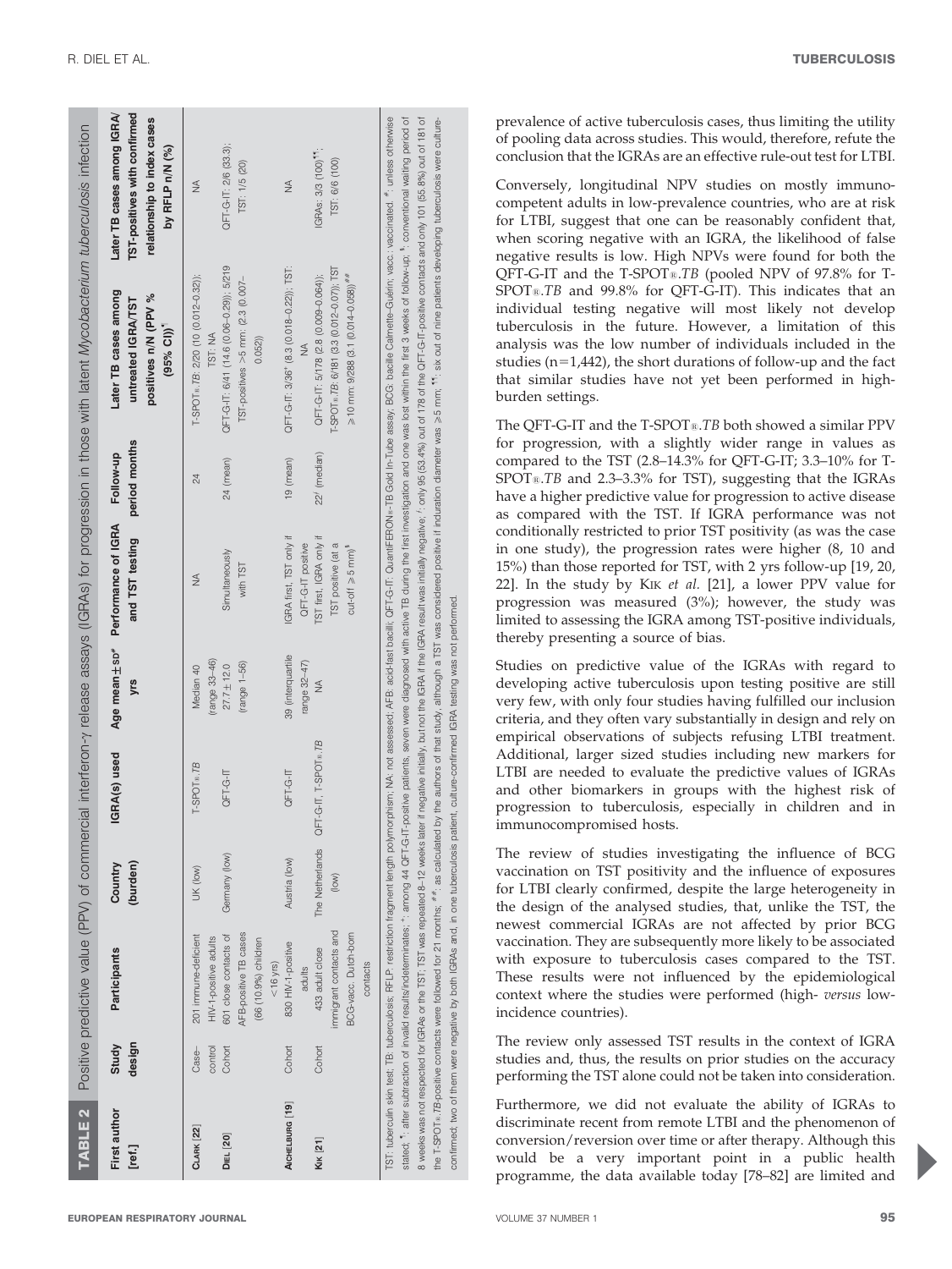**TABLE 2** Positive predictive value (PPV) of commercial interferon-γ release assays (IGRAs) for progression in those with latent *Mycobacterium tuberculosis* infection

| First author [ref.] | Study design | Participants | Country (burden) | IGRA(s) used | Age mean±SD[#] yrs | Performance of IGRA and TST testing | Follow-up period months | Later TB cases among untreated IGRA/TST positives n/N (PPV % (95% CI))[¶] | Later TB cases among IGRA/TST-positives with confirmed relationship to index cases by RFLP n/N (%) |
|---|---|---|---|---|---|---|---|---|---|
| CLARK [22] | Case–control | 201 immune-deficient HIV-1-positive adults | UK (low) | T-SPOT®.TB | Median 40 (range 33–46) | NA | 24 | T-SPOT®.TB: 2/20 (10 (0.012–0.32)); TST: NA | NA |
| DIEL [20] | Cohort | 601 close contacts of AFB-positive TB cases (66 (10.9%) children <16 yrs) | Germany (low) | QFT-G-IT | 27.7±12.0 (range 1–56) | Simultaneously with TST | 24 (mean) | QFT-G-IT: 6/41 (14.6 (0.06–0.29)); 5/219 TST-positives >5 mm: (2.3 (0.007–0.052)) | QFT-G-IT: 2/6 (33.3); TST: 1/5 (20) |
| AICHELBURG [19] | Cohort | 830 HIV-1-positive adults | Austria (low) | QFT-G-IT | 39 (interquartile range 32–47) | IGRA first, TST only if QFT-G-IT positive | 19 (mean) | QFT-G-IT: 3/36[+] (8.3 (0.018–0.22)); TST: NA | NA |
| KIK [21] | Cohort | 433 adult close immigrant contacts and BCG-vacc. Dutch-born contacts | The Netherlands (low) | QFT-G-IT, T-SPOT®.TB | NA | TST first, IGRA only if TST positive (at a cut-off ≥5 mm)[§] | 22[ƒ] (median) | QFT-G-IT: 5/178 (2.8 (0.009–0.064)); T-SPOT®.TB: 6/181 (3.3 (0.012–0.07)); TST ≥10 mm: 9/288 (3.1 (0.014–0.058))[##] | IGRAs: 3/3 (100)[¶¶]; TST: 6/6 (100) |

TST: tuberculin skin test; TB: tuberculosis; RFLP: restriction fragment length polymorphism; NA: not assessed; AFB: acid-fast bacilli; QFT-G-IT: QuantiFERON®-TB Gold In-Tube assay; BCG: bacille Calmette–Guérin; vacc.: vaccinated. [#]: unless otherwise stated; [¶]: after subtraction of invalid results/indeterminates; [+]: among 44 QFT-G-IT-positive patients, seven were diagnosed with active TB during the first investigation and one was lost within the first 3 weeks of follow-up; [§]: conventional waiting period of 8 weeks was not respected for IGRAs or the TST; TST was repeated 8–12 weeks later if negative initially, but not the IGRA if the IGRA result was initially negative; [ƒ]: only 95 (53.4%) out of 178 of the QFT-G-IT-positive contacts and only 101 (55.8%) out of 181 of the T-SPOT®.TB-positive contacts were followed for 21 months; [##]: as calculated by the authors of that study, although a TST was considered positive if induration diameter was ≥5 mm; [¶¶]: six out of nine patients developing tuberculosis were culture-confirmed; two of them were negative by both IGRAs and, in one tuberculosis patient, culture-confirmed IGRA testing was not performed.

prevalence of active tuberculosis cases, thus limiting the utility of pooling data across studies. This would, therefore, refute the conclusion that the IGRAs are an effective rule-out test for LTBI.

Conversely, longitudinal NPV studies on mostly immunocompetent adults in low-prevalence countries, who are at risk for LTBI, suggest that one can be reasonably confident that, when scoring negative with an IGRA, the likelihood of false negative results is low. High NPVs were found for both the QFT-G-IT and the T-SPOT®.*TB* (pooled NPV of 97.8% for T-SPOT®.*TB* and 99.8% for QFT-G-IT). This indicates that an individual testing negative will most likely not develop tuberculosis in the future. However, a limitation of this analysis was the low number of individuals included in the studies (n=1,442), the short durations of follow-up and the fact that similar studies have not yet been performed in high-burden settings.

The QFT-G-IT and the T-SPOT®.*TB* both showed a similar PPV for progression, with a slightly wider range in values as compared to the TST (2.8–14.3% for QFT-G-IT; 3.3–10% for T-SPOT®.*TB* and 2.3–3.3% for TST), suggesting that the IGRAs have a higher predictive value for progression to active disease as compared with the TST. If IGRA performance was not conditionally restricted to prior TST positivity (as was the case in one study), the progression rates were higher (8, 10 and 15%) than those reported for TST, with 2 yrs follow-up [19, 20, 22]. In the study by KIK *et al.* [21], a lower PPV value for progression was measured (3%); however, the study was limited to assessing the IGRA among TST-positive individuals, thereby presenting a source of bias.

Studies on predictive value of the IGRAs with regard to developing active tuberculosis upon testing positive are still very few, with only four studies having fulfilled our inclusion criteria, and they often vary substantially in design and rely on empirical observations of subjects refusing LTBI treatment. Additional, larger sized studies including new markers for LTBI are needed to evaluate the predictive values of IGRAs and other biomarkers in groups with the highest risk of progression to tuberculosis, especially in children and in immunocompromised hosts.

The review of studies investigating the influence of BCG vaccination on TST positivity and the influence of exposures for LTBI clearly confirmed, despite the large heterogeneity in the design of the analysed studies, that, unlike the TST, the newest commercial IGRAs are not affected by prior BCG vaccination. They are subsequently more likely to be associated with exposure to tuberculosis cases compared to the TST. These results were not influenced by the epidemiological context where the studies were performed (high- *versus* low-incidence countries).

The review only assessed TST results in the context of IGRA studies and, thus, the results on prior studies on the accuracy performing the TST alone could not be taken into consideration.

Furthermore, we did not evaluate the ability of IGRAs to discriminate recent from remote LTBI and the phenomenon of conversion/reversion over time or after therapy. Although this would be a very important point in a public health programme, the data available today [78–82] are limited and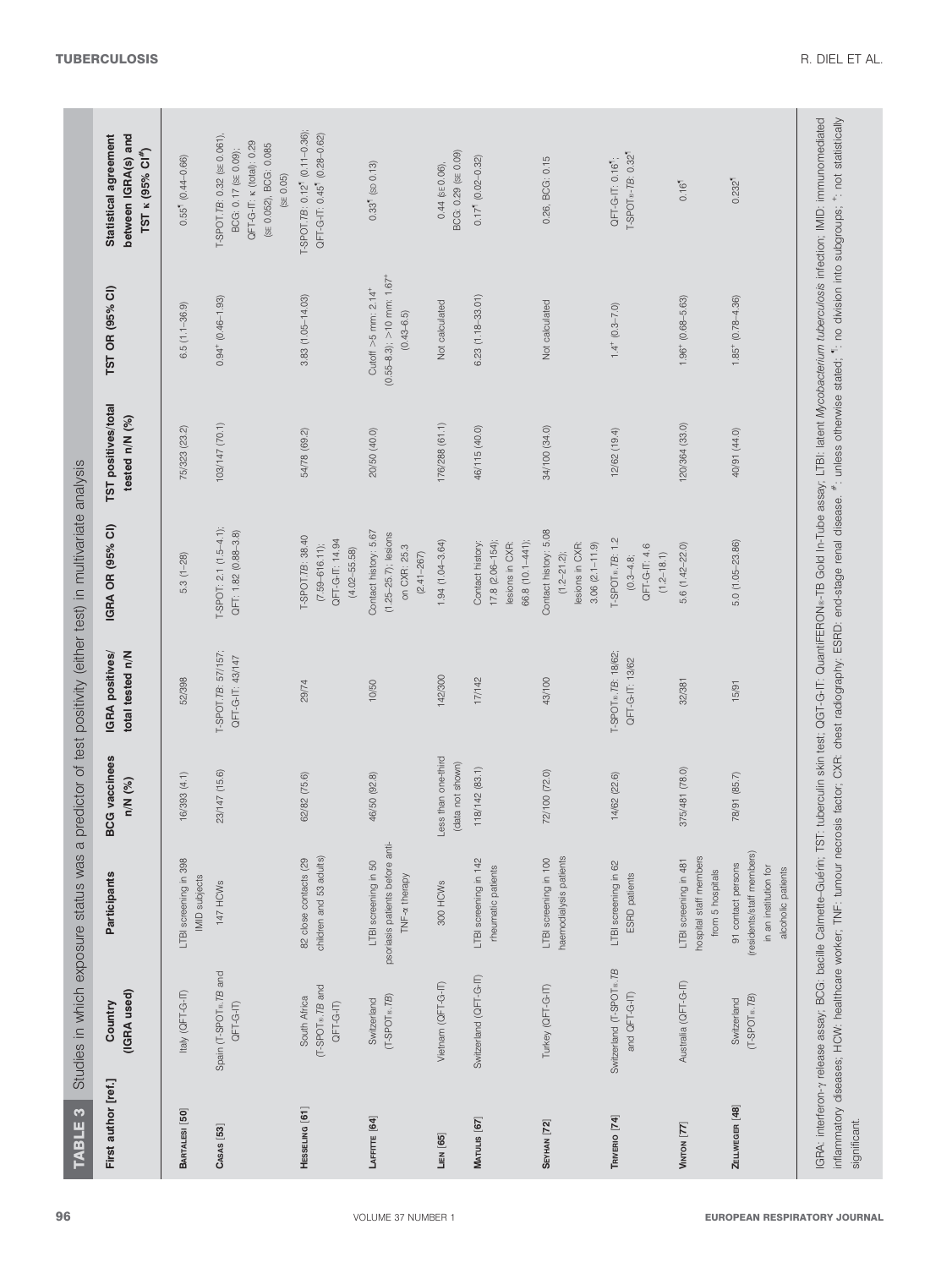**TABLE 3** Studies in which exposure status was a predictor of test positivity (either test) in multivariate analysis

| First author [ref.] | Country (IGRA used) | Participants | BCG vaccinees n/N (%) | IGRA positives/ total tested n/N | IGRA OR (95% CI) | TST positives/total tested n/N (%) | TST OR (95% CI) | Statistical agreement between IGRA(s) and TST κ (95% CI[#]) |
|---|---|---|---|---|---|---|---|---|
| BARTALESI [50] | Italy (QFT-G-IT) | LTBI screening in 398 IMID subjects | 16/393 (4.1) | 52/398 | 5.3 (1–28) | 75/323 (23.2) | 6.5 (1.1–36.9) | 0.55[¶] (0.44–0.66) |
| CASAS [53] | Spain (T-SPOT®.TB and QFT-G-IT) | 147 HCWs | 23/147 (15.6) | T-SPOT.TB: 57/157; QFT-G-IT: 43/147 | T-SPOT: 2.1 (1.5–4.1); QFT: 1.82 (0.88–3.8) | 103/147 (70.1) | 0.94[+] (0.46–1.93) | T-SPOT.TB: 0.32 (SE 0.061), BCG: 0.17 (SE 0.09); QFT-G-IT: κ (total): 0.29 (SE 0.052), BCG: 0.085 (SE 0.05) |
| HESSELING [61] | South Africa (T-SPOT®.TB and QFT-G-IT) | 82 close contacts (29 children and 53 adults) | 62/82 (75.6) | 29/74 | T-SPOT.TB: 38.40 (7.59–616.11); QFT-G-IT: 14.94 (4.02–55.58) | 54/78 (69.2) | 3.83 (1.05–14.03) | T-SPOT.TB: 0.12[¶] (0.11–0.36); QFT-G-IT: 0.45[¶] (0.28–0.62) |
| LAFFITTE [64] | Switzerland (T-SPOT®.TB) | LTBI screening in 50 psoriasis patients before anti-TNF-α therapy | 46/50 (92.8) | 10/50 | Contact history: 5.67 (1.25–25.7); lesions on CXR: 25.3 (2.41–267) | 20/50 (40.0) | Cutoff >5 mm: 2.14[+] (0.55–8.3); >10 mm: 1.67[+] (0.43–6.5) | 0.33[¶] (SD 0.13) |
| LIEN [65] | Vietnam (QFT-G-IT) | 300 HCWs | Less than one-third (data not shown) | 142/300 | 1.94 (1.04–3.64) | 176/288 (61.1) | Not calculated | 0.44 (SE 0.06), BCG: 0.29 (SE 0.09) |
| MATULIS [67] | Switzerland (QFT-G-IT) | LTBI screening in 142 rheumatic patients | 118/142 (83.1) | 17/142 | Contact history: 17.8 (2.06–154); lesions in CXR: 66.8 (10.1–441); | 46/115 (40.0) | 6.23 (1.18–33.01) | 0.17[¶] (0.02–0.32) |
| SEYHAN [72] | Turkey (QFT-G-IT) | LTBI screening in 100 haemodialysis patients | 72/100 (72.0) | 43/100 | Contact history: 5.08 (1.2–21.2); lesions in CXR: 3.06 (2.1–11.9) | 34/100 (34.0) | Not calculated | 0.26, BCG: 0.15 |
| TRIVERIO [74] | Switzerland (T-SPOT®.TB and QFT-G-IT) | LTBI screening in 62 ESRD patients | 14/62 (22.6) | T-SPOT®.TB: 18/62; QFT-G-IT: 13/62 | T-SPOT®.TB: 1.2 (0.3–4.8); QFT-G-IT: 4.6 (1.2–18.1) | 12/62 (19.4) | 1.4[+] (0.3–7.0) | QFT-G-IT: 0.16[¶]; T-SPOT®.TB: 0.32[¶] |
| VINTON [77] | Australia (QFT-G-IT) | LTBI screening in 481 hospital staff members from 5 hospitals | 375/481 (78.0) | 32/381 | 5.6 (1.42–22.0) | 120/364 (33.0) | 1.96[+] (0.68–5.63) | 0.16[¶] |
| ZELLWEGER [48] | Switzerland (T-SPOT®.TB) | 91 contact persons (residents/staff members) in an institution for alcoholic patients | 78/91 (85.7) | 15/91 | 5.0 (1.05–23.86) | 40/91 (44.0) | 1.85[+] (0.78–4.36) | 0.232[¶] |

IGRA: interferon-γ release assay; BCG: bacille Calmette–Guérin; TST: tuberculin skin test; QGT-G-IT: QuantiFERON®-TB Gold In-Tube assay; LTBI: latent *Mycobacterium tuberculosis* infection; IMID: immunomediated inflammatory diseases; HCW: healthcare worker; TNF: tumour necrosis factor; CXR: chest radiography; ESRD: end-stage renal disease. [#]: unless otherwise stated; [¶]: no division into subgroups; [+]: not statistically significant.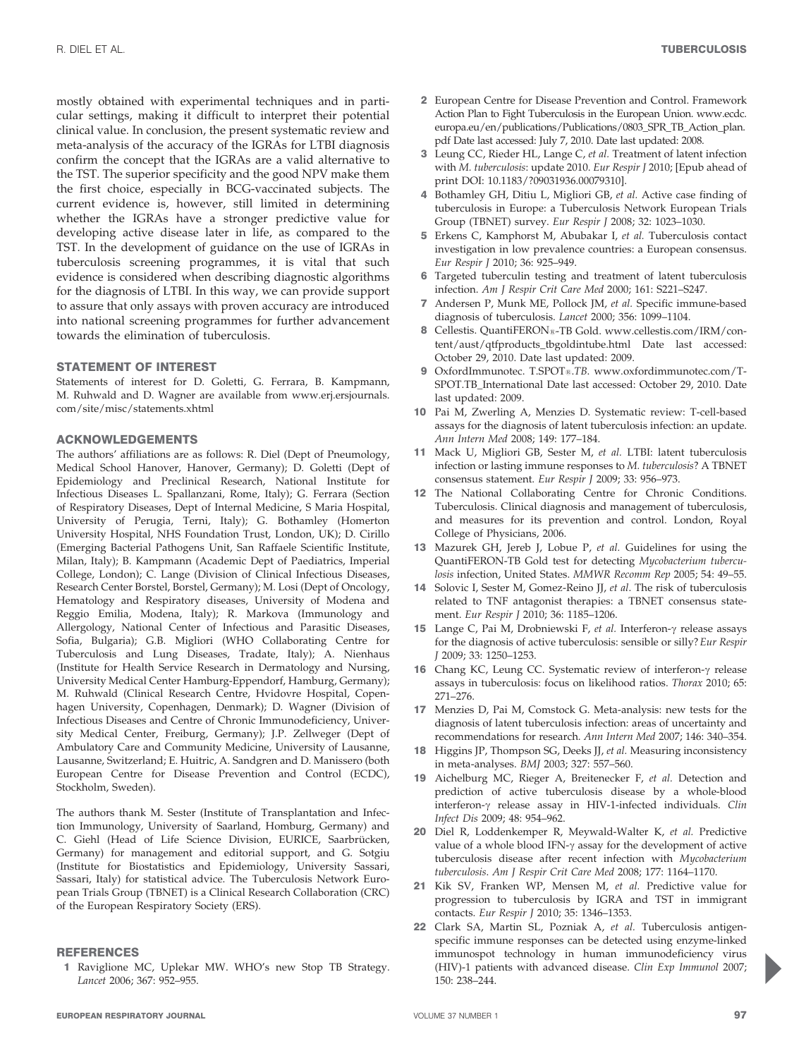mostly obtained with experimental techniques and in particular settings, making it difficult to interpret their potential clinical value. In conclusion, the present systematic review and meta-analysis of the accuracy of the IGRAs for LTBI diagnosis confirm the concept that the IGRAs are a valid alternative to the TST. The superior specificity and the good NPV make them the first choice, especially in BCG-vaccinated subjects. The current evidence is, however, still limited in determining whether the IGRAs have a stronger predictive value for developing active disease later in life, as compared to the TST. In the development of guidance on the use of IGRAs in tuberculosis screening programmes, it is vital that such evidence is considered when describing diagnostic algorithms for the diagnosis of LTBI. In this way, we can provide support to assure that only assays with proven accuracy are introduced into national screening programmes for further advancement towards the elimination of tuberculosis.

## STATEMENT OF INTEREST

Statements of interest for D. Goletti, G. Ferrara, B. Kampmann, M. Ruhwald and D. Wagner are available from www.erj.ersjournals.com/site/misc/statements.xhtml

## ACKNOWLEDGEMENTS

The authors' affiliations are as follows: R. Diel (Dept of Pneumology, Medical School Hanover, Hanover, Germany); D. Goletti (Dept of Epidemiology and Preclinical Research, National Institute for Infectious Diseases L. Spallanzani, Rome, Italy); G. Ferrara (Section of Respiratory Diseases, Dept of Internal Medicine, S Maria Hospital, University of Perugia, Terni, Italy); G. Bothamley (Homerton University Hospital, NHS Foundation Trust, London, UK); D. Cirillo (Emerging Bacterial Pathogens Unit, San Raffaele Scientific Institute, Milan, Italy); B. Kampmann (Academic Dept of Paediatrics, Imperial College, London); C. Lange (Division of Clinical Infectious Diseases, Research Center Borstel, Borstel, Germany); M. Losi (Dept of Oncology, Hematology and Respiratory diseases, University of Modena and Reggio Emilia, Modena, Italy); R. Markova (Immunology and Allergology, National Center of Infectious and Parasitic Diseases, Sofia, Bulgaria); G.B. Migliori (WHO Collaborating Centre for Tuberculosis and Lung Diseases, Tradate, Italy); A. Nienhaus (Institute for Health Service Research in Dermatology and Nursing, University Medical Center Hamburg-Eppendorf, Hamburg, Germany); M. Ruhwald (Clinical Research Centre, Hvidovre Hospital, Copenhagen University, Copenhagen, Denmark); D. Wagner (Division of Infectious Diseases and Centre of Chronic Immunodeficiency, University Medical Center, Freiburg, Germany); J.P. Zellweger (Dept of Ambulatory Care and Community Medicine, University of Lausanne, Lausanne, Switzerland; E. Huitric, A. Sandgren and D. Manissero (both European Centre for Disease Prevention and Control (ECDC), Stockholm, Sweden).

The authors thank M. Sester (Institute of Transplantation and Infection Immunology, University of Saarland, Homburg, Germany) and C. Giehl (Head of Life Science Division, EURICE, Saarbrücken, Germany) for management and editorial support, and G. Sotgiu (Institute for Biostatistics and Epidemiology, University Sassari, Sassari, Italy) for statistical advice. The Tuberculosis Network European Trials Group (TBNET) is a Clinical Research Collaboration (CRC) of the European Respiratory Society (ERS).

## REFERENCES

1. Raviglione MC, Uplekar MW. WHO's new Stop TB Strategy. *Lancet* 2006; 367: 952–955.
2. European Centre for Disease Prevention and Control. Framework Action Plan to Fight Tuberculosis in the European Union. www.ecdc.europa.eu/en/publications/Publications/0803_SPR_TB_Action_plan.pdf Date last accessed: July 7, 2010. Date last updated: 2008.
3. Leung CC, Rieder HL, Lange C, *et al.* Treatment of latent infection with *M. tuberculosis*: update 2010. *Eur Respir J* 2010; [Epub ahead of print DOI: 10.1183/?09031936.00079310].
4. Bothamley GH, Ditiu L, Migliori GB, *et al.* Active case finding of tuberculosis in Europe: a Tuberculosis Network European Trials Group (TBNET) survey. *Eur Respir J* 2008; 32: 1023–1030.
5. Erkens C, Kamphorst M, Abubakar I, *et al.* Tuberculosis contact investigation in low prevalence countries: a European consensus. *Eur Respir J* 2010; 36: 925–949.
6. Targeted tuberculin testing and treatment of latent tuberculosis infection. *Am J Respir Crit Care Med* 2000; 161: S221–S247.
7. Andersen P, Munk ME, Pollock JM, *et al.* Specific immune-based diagnosis of tuberculosis. *Lancet* 2000; 356: 1099–1104.
8. Cellestis. QuantiFERON®-TB Gold. www.cellestis.com/IRM/content/aust/qtfproducts_tbgoldintube.html Date last accessed: October 29, 2010. Date last updated: 2009.
9. OxfordImmunotec. T.SPOT®.*TB*. www.oxfordimmunotec.com/T-SPOT.TB_International Date last accessed: October 29, 2010. Date last updated: 2009.
10. Pai M, Zwerling A, Menzies D. Systematic review: T-cell-based assays for the diagnosis of latent tuberculosis infection: an update. *Ann Intern Med* 2008; 149: 177–184.
11. Mack U, Migliori GB, Sester M, *et al.* LTBI: latent tuberculosis infection or lasting immune responses to *M. tuberculosis*? A TBNET consensus statement. *Eur Respir J* 2009; 33: 956–973.
12. The National Collaborating Centre for Chronic Conditions. Tuberculosis. Clinical diagnosis and management of tuberculosis, and measures for its prevention and control. London, Royal College of Physicians, 2006.
13. Mazurek GH, Jereb J, Lobue P, *et al.* Guidelines for using the QuantiFERON-TB Gold test for detecting *Mycobacterium tuberculosis* infection, United States. *MMWR Recomm Rep* 2005; 54: 49–55.
14. Solovic I, Sester M, Gomez-Reino JJ, *et al.* The risk of tuberculosis related to TNF antagonist therapies: a TBNET consensus statement. *Eur Respir J* 2010; 36: 1185–1206.
15. Lange C, Pai M, Drobniewski F, *et al.* Interferon-γ release assays for the diagnosis of active tuberculosis: sensible or silly? *Eur Respir J* 2009; 33: 1250–1253.
16. Chang KC, Leung CC. Systematic review of interferon-γ release assays in tuberculosis: focus on likelihood ratios. *Thorax* 2010; 65: 271–276.
17. Menzies D, Pai M, Comstock G. Meta-analysis: new tests for the diagnosis of latent tuberculosis infection: areas of uncertainty and recommendations for research. *Ann Intern Med* 2007; 146: 340–354.
18. Higgins JP, Thompson SG, Deeks JJ, *et al.* Measuring inconsistency in meta-analyses. *BMJ* 2003; 327: 557–560.
19. Aichelburg MC, Rieger A, Breitenecker F, *et al.* Detection and prediction of active tuberculosis disease by a whole-blood interferon-γ release assay in HIV-1-infected individuals. *Clin Infect Dis* 2009; 48: 954–962.
20. Diel R, Loddenkemper R, Meywald-Walter K, *et al.* Predictive value of a whole blood IFN-γ assay for the development of active tuberculosis disease after recent infection with *Mycobacterium tuberculosis*. *Am J Respir Crit Care Med* 2008; 177: 1164–1170.
21. Kik SV, Franken WP, Mensen M, *et al.* Predictive value for progression to tuberculosis by IGRA and TST in immigrant contacts. *Eur Respir J* 2010; 35: 1346–1353.
22. Clark SA, Martin SL, Pozniak A, *et al.* Tuberculosis antigen-specific immune responses can be detected using enzyme-linked immunospot technology in human immunodeficiency virus (HIV)-1 patients with advanced disease. *Clin Exp Immunol* 2007; 150: 238–244.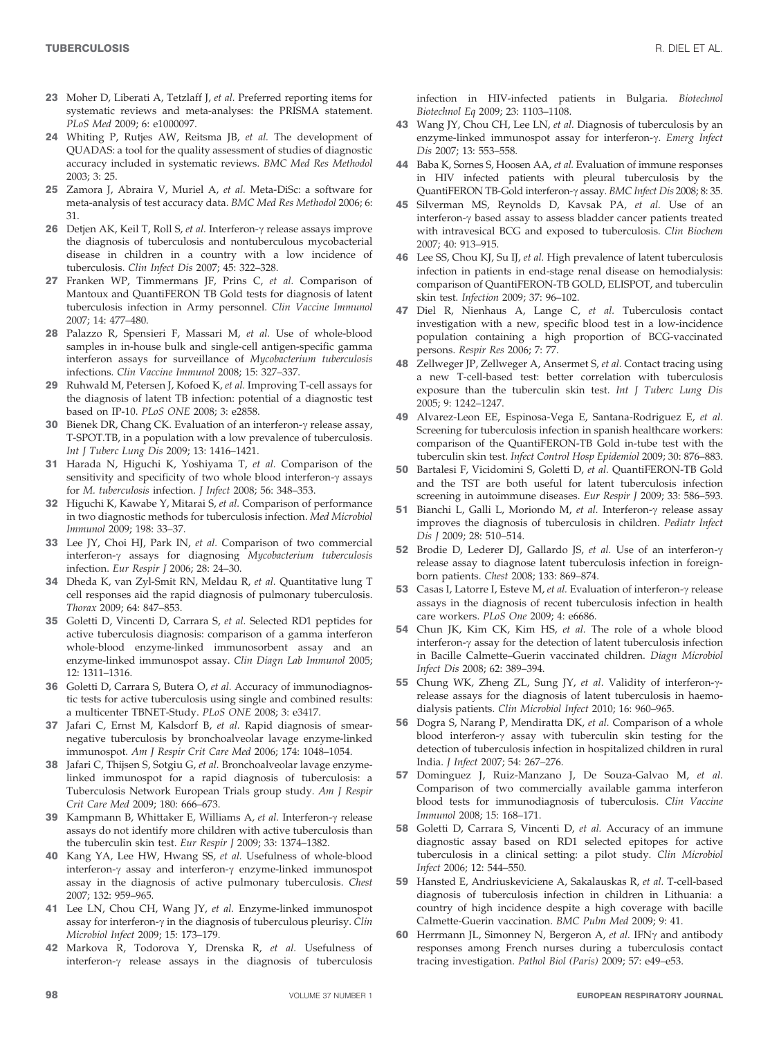23 Moher D, Liberati A, Tetzlaff J, *et al.* Preferred reporting items for systematic reviews and meta-analyses: the PRISMA statement. *PLoS Med* 2009; 6: e1000097.

24 Whiting P, Rutjes AW, Reitsma JB, *et al.* The development of QUADAS: a tool for the quality assessment of studies of diagnostic accuracy included in systematic reviews. *BMC Med Res Methodol* 2003; 3: 25.

25 Zamora J, Abraira V, Muriel A, *et al.* Meta-DiSc: a software for meta-analysis of test accuracy data. *BMC Med Res Methodol* 2006; 6: 31.

26 Detjen AK, Keil T, Roll S, *et al.* Interferon-γ release assays improve the diagnosis of tuberculosis and nontuberculous mycobacterial disease in children in a country with a low incidence of tuberculosis. *Clin Infect Dis* 2007; 45: 322–328.

27 Franken WP, Timmermans JF, Prins C, *et al.* Comparison of Mantoux and QuantiFERON TB Gold tests for diagnosis of latent tuberculosis infection in Army personnel. *Clin Vaccine Immunol* 2007; 14: 477–480.

28 Palazzo R, Spensieri F, Massari M, *et al.* Use of whole-blood samples in in-house bulk and single-cell antigen-specific gamma interferon assays for surveillance of *Mycobacterium tuberculosis* infections. *Clin Vaccine Immunol* 2008; 15: 327–337.

29 Ruhwald M, Petersen J, Kofoed K, *et al.* Improving T-cell assays for the diagnosis of latent TB infection: potential of a diagnostic test based on IP-10. *PLoS ONE* 2008; 3: e2858.

30 Bienek DR, Chang CK. Evaluation of an interferon-γ release assay, T-SPOT.TB, in a population with a low prevalence of tuberculosis. *Int J Tuberc Lung Dis* 2009; 13: 1416–1421.

31 Harada N, Higuchi K, Yoshiyama T, *et al.* Comparison of the sensitivity and specificity of two whole blood interferon-γ assays for *M. tuberculosis* infection. *J Infect* 2008; 56: 348–353.

32 Higuchi K, Kawabe Y, Mitarai S, *et al.* Comparison of performance in two diagnostic methods for tuberculosis infection. *Med Microbiol Immunol* 2009; 198: 33–37.

33 Lee JY, Choi HJ, Park IN, *et al.* Comparison of two commercial interferon-γ assays for diagnosing *Mycobacterium tuberculosis* infection. *Eur Respir J* 2006; 28: 24–30.

34 Dheda K, van Zyl-Smit RN, Meldau R, *et al.* Quantitative lung T cell responses aid the rapid diagnosis of pulmonary tuberculosis. *Thorax* 2009; 64: 847–853.

35 Goletti D, Vincenti D, Carrara S, *et al.* Selected RD1 peptides for active tuberculosis diagnosis: comparison of a gamma interferon whole-blood enzyme-linked immunosorbent assay and an enzyme-linked immunospot assay. *Clin Diagn Lab Immunol* 2005; 12: 1311–1316.

36 Goletti D, Carrara S, Butera O, *et al.* Accuracy of immunodiagnostic tests for active tuberculosis using single and combined results: a multicenter TBNET-Study. *PLoS ONE* 2008; 3: e3417.

37 Jafari C, Ernst M, Kalsdorf B, *et al.* Rapid diagnosis of smear-negative tuberculosis by bronchoalveolar lavage enzyme-linked immunospot. *Am J Respir Crit Care Med* 2006; 174: 1048–1054.

38 Jafari C, Thijsen S, Sotgiu G, *et al.* Bronchoalveolar lavage enzyme-linked immunospot for a rapid diagnosis of tuberculosis: a Tuberculosis Network European Trials group study. *Am J Respir Crit Care Med* 2009; 180: 666–673.

39 Kampmann B, Whittaker E, Williams A, *et al.* Interferon-γ release assays do not identify more children with active tuberculosis than the tuberculin skin test. *Eur Respir J* 2009; 33: 1374–1382.

40 Kang YA, Lee HW, Hwang SS, *et al.* Usefulness of whole-blood interferon-γ assay and interferon-γ enzyme-linked immunospot assay in the diagnosis of active pulmonary tuberculosis. *Chest* 2007; 132: 959–965.

41 Lee LN, Chou CH, Wang JY, *et al.* Enzyme-linked immunospot assay for interferon-γ in the diagnosis of tuberculous pleurisy. *Clin Microbiol Infect* 2009; 15: 173–179.

42 Markova R, Todorova Y, Drenska R, *et al.* Usefulness of interferon-γ release assays in the diagnosis of tuberculosis infection in HIV-infected patients in Bulgaria. *Biotechnol Biotechnol Eq* 2009; 23: 1103–1108.

43 Wang JY, Chou CH, Lee LN, *et al.* Diagnosis of tuberculosis by an enzyme-linked immunospot assay for interferon-γ. *Emerg Infect Dis* 2007; 13: 553–558.

44 Baba K, Sornes S, Hoosen AA, *et al.* Evaluation of immune responses in HIV infected patients with pleural tuberculosis by the QuantiFERON TB-Gold interferon-γ assay. *BMC Infect Dis* 2008; 8: 35.

45 Silverman MS, Reynolds D, Kavsak PA, *et al.* Use of an interferon-γ based assay to assess bladder cancer patients treated with intravesical BCG and exposed to tuberculosis. *Clin Biochem* 2007; 40: 913–915.

46 Lee SS, Chou KJ, Su IJ, *et al.* High prevalence of latent tuberculosis infection in patients in end-stage renal disease on hemodialysis: comparison of QuantiFERON-TB GOLD, ELISPOT, and tuberculin skin test. *Infection* 2009; 37: 96–102.

47 Diel R, Nienhaus A, Lange C, *et al.* Tuberculosis contact investigation with a new, specific blood test in a low-incidence population containing a high proportion of BCG-vaccinated persons. *Respir Res* 2006; 7: 77.

48 Zellweger JP, Zellweger A, Ansermet S, *et al.* Contact tracing using a new T-cell-based test: better correlation with tuberculosis exposure than the tuberculin skin test. *Int J Tuberc Lung Dis* 2005; 9: 1242–1247.

49 Alvarez-Leon EE, Espinosa-Vega E, Santana-Rodriguez E, *et al.* Screening for tuberculosis infection in spanish healthcare workers: comparison of the QuantiFERON-TB Gold in-tube test with the tuberculin skin test. *Infect Control Hosp Epidemiol* 2009; 30: 876–883.

50 Bartalesi F, Vicidomini S, Goletti D, *et al.* QuantiFERON-TB Gold and the TST are both useful for latent tuberculosis infection screening in autoimmune diseases. *Eur Respir J* 2009; 33: 586–593.

51 Bianchi L, Galli L, Moriondo M, *et al.* Interferon-γ release assay improves the diagnosis of tuberculosis in children. *Pediatr Infect Dis J* 2009; 28: 510–514.

52 Brodie D, Lederer DJ, Gallardo JS, *et al.* Use of an interferon-γ release assay to diagnose latent tuberculosis infection in foreign-born patients. *Chest* 2008; 133: 869–874.

53 Casas I, Latorre I, Esteve M, *et al.* Evaluation of interferon-γ release assays in the diagnosis of recent tuberculosis infection in health care workers. *PLoS One* 2009; 4: e6686.

54 Chun JK, Kim CK, Kim HS, *et al.* The role of a whole blood interferon-γ assay for the detection of latent tuberculosis infection in Bacille Calmette–Guerin vaccinated children. *Diagn Microbiol Infect Dis* 2008; 62: 389–394.

55 Chung WK, Zheng ZL, Sung JY, *et al.* Validity of interferon-γ-release assays for the diagnosis of latent tuberculosis in haemodialysis patients. *Clin Microbiol Infect* 2010; 16: 960–965.

56 Dogra S, Narang P, Mendiratta DK, *et al.* Comparison of a whole blood interferon-γ assay with tuberculin skin testing for the detection of tuberculosis infection in hospitalized children in rural India. *J Infect* 2007; 54: 267–276.

57 Dominguez J, Ruiz-Manzano J, De Souza-Galvao M, *et al.* Comparison of two commercially available gamma interferon blood tests for immunodiagnosis of tuberculosis. *Clin Vaccine Immunol* 2008; 15: 168–171.

58 Goletti D, Carrara S, Vincenti D, *et al.* Accuracy of an immune diagnostic assay based on RD1 selected epitopes for active tuberculosis in a clinical setting: a pilot study. *Clin Microbiol Infect* 2006; 12: 544–550.

59 Hansted E, Andriuskeviciene A, Sakalauskas R, *et al.* T-cell-based diagnosis of tuberculosis infection in children in Lithuania: a country of high incidence despite a high coverage with bacille Calmette-Guerin vaccination. *BMC Pulm Med* 2009; 9: 41.

60 Herrmann JL, Simonney N, Bergeron A, *et al.* IFNγ and antibody responses among French nurses during a tuberculosis contact tracing investigation. *Pathol Biol (Paris)* 2009; 57: e49–e53.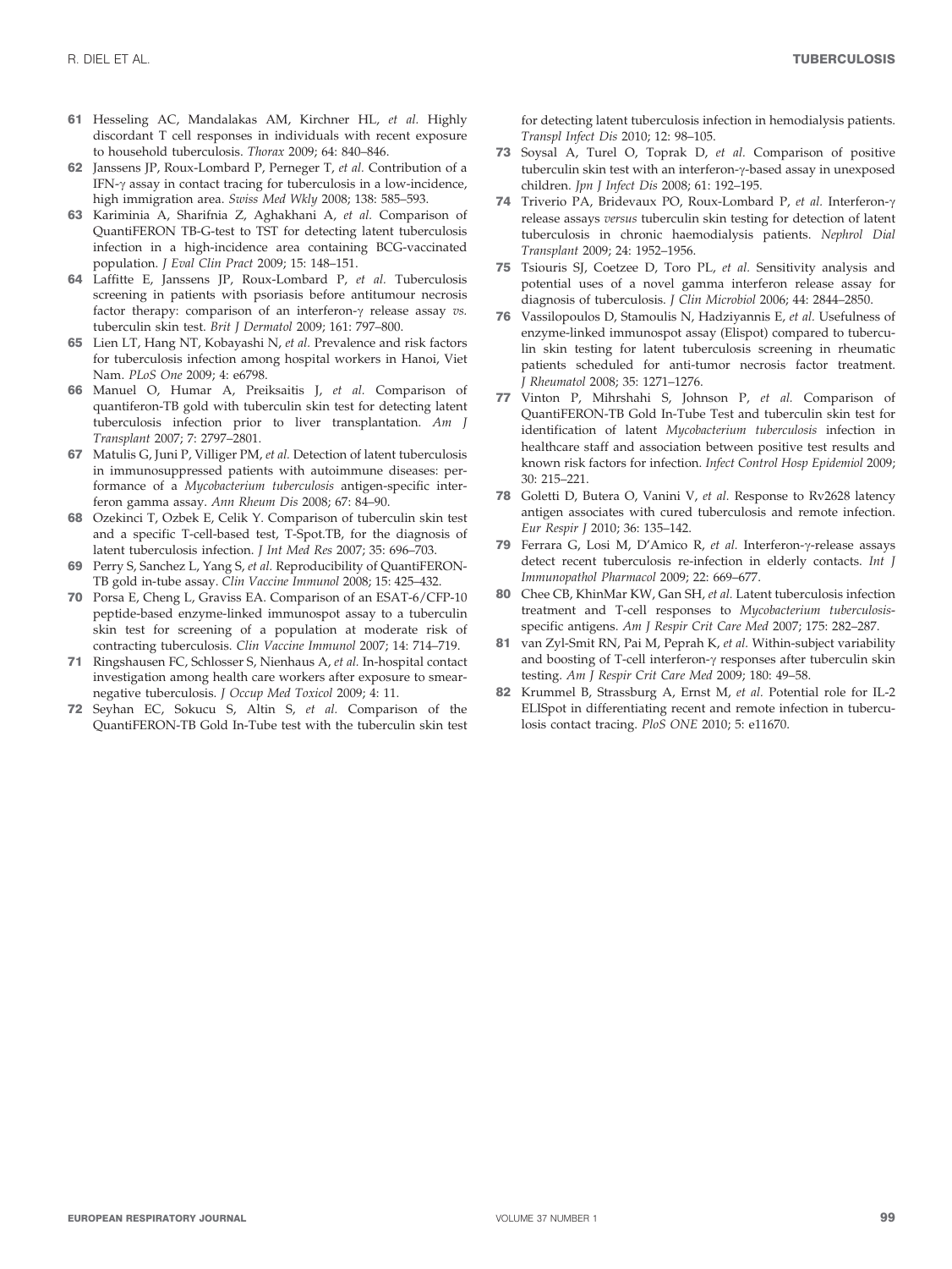61 Hesseling AC, Mandalakas AM, Kirchner HL, *et al.* Highly discordant T cell responses in individuals with recent exposure to household tuberculosis. *Thorax* 2009; 64: 840–846.

62 Janssens JP, Roux-Lombard P, Perneger T, *et al.* Contribution of a IFN-γ assay in contact tracing for tuberculosis in a low-incidence, high immigration area. *Swiss Med Wkly* 2008; 138: 585–593.

63 Kariminia A, Sharifnia Z, Aghakhani A, *et al.* Comparison of QuantiFERON TB-G-test to TST for detecting latent tuberculosis infection in a high-incidence area containing BCG-vaccinated population. *J Eval Clin Pract* 2009; 15: 148–151.

64 Laffitte E, Janssens JP, Roux-Lombard P, *et al.* Tuberculosis screening in patients with psoriasis before antitumour necrosis factor therapy: comparison of an interferon-γ release assay *vs.* tuberculin skin test. *Brit J Dermatol* 2009; 161: 797–800.

65 Lien LT, Hang NT, Kobayashi N, *et al.* Prevalence and risk factors for tuberculosis infection among hospital workers in Hanoi, Viet Nam. *PLoS One* 2009; 4: e6798.

66 Manuel O, Humar A, Preiksaitis J, *et al.* Comparison of quantiferon-TB gold with tuberculin skin test for detecting latent tuberculosis infection prior to liver transplantation. *Am J Transplant* 2007; 7: 2797–2801.

67 Matulis G, Juni P, Villiger PM, *et al.* Detection of latent tuberculosis in immunosuppressed patients with autoimmune diseases: performance of a *Mycobacterium tuberculosis* antigen-specific interferon gamma assay. *Ann Rheum Dis* 2008; 67: 84–90.

68 Ozekinci T, Ozbek E, Celik Y. Comparison of tuberculin skin test and a specific T-cell-based test, T-Spot.TB, for the diagnosis of latent tuberculosis infection. *J Int Med Res* 2007; 35: 696–703.

69 Perry S, Sanchez L, Yang S, *et al.* Reproducibility of QuantiFERON-TB gold in-tube assay. *Clin Vaccine Immunol* 2008; 15: 425–432.

70 Porsa E, Cheng L, Graviss EA. Comparison of an ESAT-6/CFP-10 peptide-based enzyme-linked immunospot assay to a tuberculin skin test for screening of a population at moderate risk of contracting tuberculosis. *Clin Vaccine Immunol* 2007; 14: 714–719.

71 Ringshausen FC, Schlosser S, Nienhaus A, *et al.* In-hospital contact investigation among health care workers after exposure to smear-negative tuberculosis. *J Occup Med Toxicol* 2009; 4: 11.

72 Seyhan EC, Sokucu S, Altin S, *et al.* Comparison of the QuantiFERON-TB Gold In-Tube test with the tuberculin skin test for detecting latent tuberculosis infection in hemodialysis patients. *Transpl Infect Dis* 2010; 12: 98–105.

73 Soysal A, Turel O, Toprak D, *et al.* Comparison of positive tuberculin skin test with an interferon-γ-based assay in unexposed children. *Jpn J Infect Dis* 2008; 61: 192–195.

74 Triverio PA, Bridevaux PO, Roux-Lombard P, *et al.* Interferon-γ release assays *versus* tuberculin skin testing for detection of latent tuberculosis in chronic haemodialysis patients. *Nephrol Dial Transplant* 2009; 24: 1952–1956.

75 Tsiouris SJ, Coetzee D, Toro PL, *et al.* Sensitivity analysis and potential uses of a novel gamma interferon release assay for diagnosis of tuberculosis. *J Clin Microbiol* 2006; 44: 2844–2850.

76 Vassilopoulos D, Stamoulis N, Hadziyannis E, *et al.* Usefulness of enzyme-linked immunospot assay (Elispot) compared to tuberculin skin testing for latent tuberculosis screening in rheumatic patients scheduled for anti-tumor necrosis factor treatment. *J Rheumatol* 2008; 35: 1271–1276.

77 Vinton P, Mihrshahi S, Johnson P, *et al.* Comparison of QuantiFERON-TB Gold In-Tube Test and tuberculin skin test for identification of latent *Mycobacterium tuberculosis* infection in healthcare staff and association between positive test results and known risk factors for infection. *Infect Control Hosp Epidemiol* 2009; 30: 215–221.

78 Goletti D, Butera O, Vanini V, *et al.* Response to Rv2628 latency antigen associates with cured tuberculosis and remote infection. *Eur Respir J* 2010; 36: 135–142.

79 Ferrara G, Losi M, D'Amico R, *et al.* Interferon-γ-release assays detect recent tuberculosis re-infection in elderly contacts. *Int J Immunopathol Pharmacol* 2009; 22: 669–677.

80 Chee CB, KhinMar KW, Gan SH, *et al.* Latent tuberculosis infection treatment and T-cell responses to *Mycobacterium tuberculosis*-specific antigens. *Am J Respir Crit Care Med* 2007; 175: 282–287.

81 van Zyl-Smit RN, Pai M, Peprah K, *et al.* Within-subject variability and boosting of T-cell interferon-γ responses after tuberculin skin testing. *Am J Respir Crit Care Med* 2009; 180: 49–58.

82 Krummel B, Strassburg A, Ernst M, *et al.* Potential role for IL-2 ELISpot in differentiating recent and remote infection in tuberculosis contact tracing. *PloS ONE* 2010; 5: e11670.